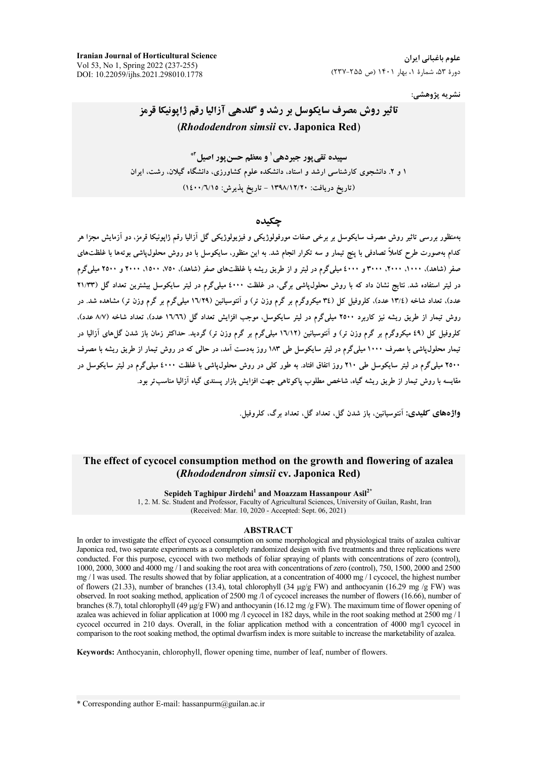نشریه پژوهشی:

# تاثیر روش مصرف سایکوسل بر رشد و گلدهی آزالیا رقم ژاپونیکا قرمز (*Rhododendron simsii* cv. Japonica Red)

**سپیده تقی‌پور جیردهی[1] و معظم حسن‌پور اصیل[2*]**

۱ و ۲. دانشجوی کارشناسی ارشد و استاد، دانشکده علوم کشاورزی، دانشگاه گیلان، رشت، ایران

(تاریخ دریافت: ۱۳۹۸/۱۲/۲۰ - تاریخ پذیرش: ۱۴۰۰/۶/۱۵)

## چکیده

به‌منظور بررسی تاثیر روش مصرف سایکوسل بر برخی صفات مورفولوژیکی و فیزیولوژیکی گل آزالیا رقم ژاپونیکا قرمز، دو آزمایش مجزا هر کدام به‌صورت طرح کاملاً تصادفی با پنج تیمار و سه تکرار انجام شد. به این منظور، سایکوسل با دو روش محلول‌پاشی بوته‌ها با غلظت‌های صفر (شاهد)، ۱۰۰۰، ۲۰۰۰، ۳۰۰۰ و ۴۰۰۰ میلی‌گرم در لیتر و از طریق ریشه با غلظت‌های صفر (شاهد)، ۷۵۰، ۱۵۰۰، ۲۰۰۰ و ۲۵۰۰ میلی‌گرم در لیتر استفاده شد. نتایج نشان داد که با روش محلول‌پاشی برگی، در غلظت ۴۰۰۰ میلی‌گرم در لیتر سایکوسل بیشترین تعداد گل (۲۱/۳۳ عدد)، تعداد شاخه (۱۳/۴ عدد)، کلروفیل کل (۳۴ میکروگرم بر گرم وزن تر) و آنتوسیانین (۱۶/۲۹ میلی‌گرم بر گرم وزن تر) مشاهده شد. در روش تیمار از طریق ریشه نیز کاربرد ۲۵۰۰ میلی‌گرم در لیتر سایکوسل، موجب افزایش تعداد گل (۱۶/۶۶ عدد)، تعداد شاخه (۸/۷ عدد)، کلروفیل کل (۴۹ میکروگرم بر گرم وزن تر) و آنتوسیانین (۱۶/۱۲ میلی‌گرم بر گرم وزن تر) گردید. حداکثر زمان باز شدن گل‌های آزالیا در تیمار محلول‌پاشی با مصرف ۱۰۰۰ میلی‌گرم در لیتر سایکوسل طی ۱۸۳ روز به‌دست آمد، در حالی که در روش تیمار از طریق ریشه با مصرف ۲۵۰۰ میلی‌گرم در لیتر سایکوسل طی ۲۱۰ روز اتفاق افتاد. به طور کلی در روش محلول‌پاشی با غلظت ۴۰۰۰ میلی‌گرم در لیتر سایکوسل در مقایسه با روش تیمار از طریق ریشه گیاه، شاخص مطلوب پاکوتاهی جهت افزایش بازار پسندی گیاه آزالیا مناسب‌تر بود.

**واژه‌های کلیدی:** آنتوسیانین، باز شدن گل، تعداد گل، تعداد برگ، کلروفیل.

# The effect of cycocel consumption method on the growth and flowering of azalea (*Rhododendron simsii* cv. Japonica Red)

**Sepideh Taghipur Jirdehi[1] and Moazzam Hassanpour Asil[2*]**

1, 2. M. Sc. Student and Professor, Faculty of Agricultural Sciences, University of Guilan, Rasht, Iran

(Received: Mar. 10, 2020 - Accepted: Sept. 06, 2021)

## ABSTRACT

In order to investigate the effect of cycocel consumption on some morphological and physiological traits of azalea cultivar Japonica red, two separate experiments as a completely randomized design with five treatments and three replications were conducted. For this purpose, cycocel with two methods of foliar spraying of plants with concentrations of zero (control), 1000, 2000, 3000 and 4000 mg / l and soaking the root area with concentrations of zero (control), 750, 1500, 2000 and 2500 mg / l was used. The results showed that by foliar application, at a concentration of 4000 mg / l cycocel, the highest number of flowers (21.33), number of branches (13.4), total chlorophyll (34 μg/g FW) and anthocyanin (16.29 mg /g FW) was observed. In root soaking method, application of 2500 mg /l of cycocel increases the number of flowers (16.66), number of branches (8.7), total chlorophyll (49 μg/g FW) and anthocyanin (16.12 mg /g FW). The maximum time of flower opening of azalea was achieved in foliar application at 1000 mg /l cycocel in 182 days, while in the root soaking method at 2500 mg / l cycocel occurred in 210 days. Overall, in the foliar application method with a concentration of 4000 mg/l cycocel in comparison to the root soaking method, the optimal dwarfism index is more suitable to increase the marketability of azalea.

**Keywords:** Anthocyanin, chlorophyll, flower opening time, number of leaf, number of flowers.

\* Corresponding author E-mail: hassanpurm@guilan.ac.ir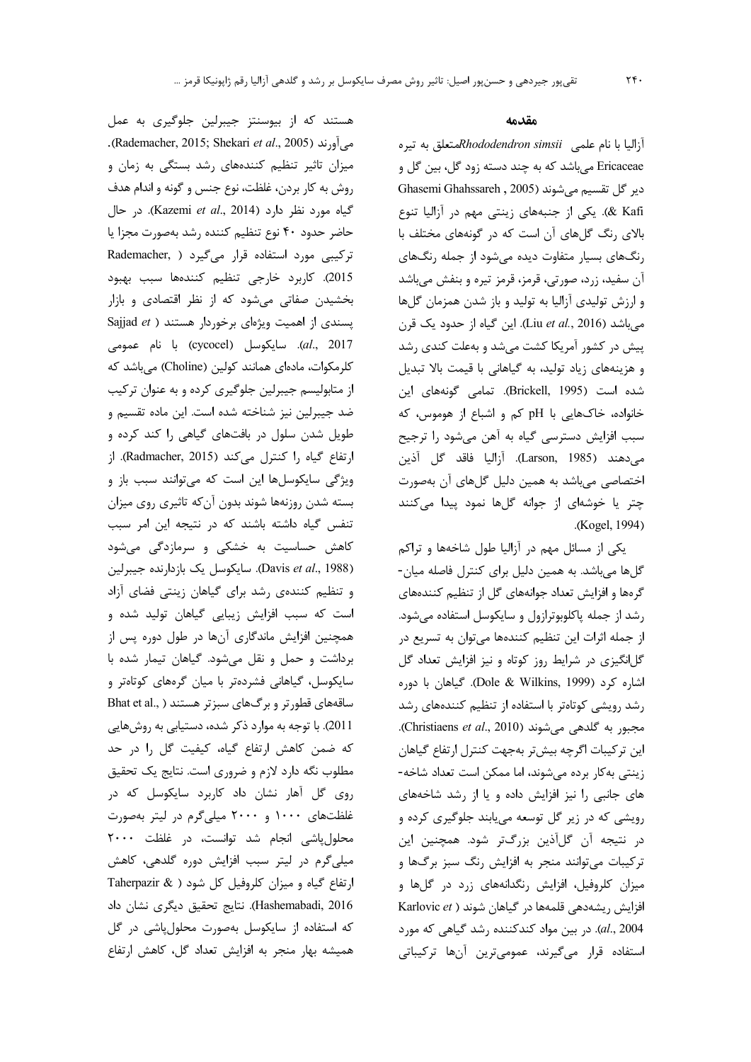## مقدمه

آزالیا با نام علمی *Rhododendron simsii* متعلق به تیره Ericaceae می‌باشد که به چند دسته زود گل، بین گل و دیر گل تقسیم می‌شوند (Ghasemi Ghahssareh & Kafi, 2005). یکی از جنبه‌های زینتی مهم در آزالیا تنوع بالای رنگ گل‌های آن است که در گونه‌های مختلف با رنگ‌های بسیار متفاوت دیده می‌شود از جمله رنگ‌های آن سفید، زرد، صورتی، قرمز، قرمز تیره و بنفش می‌باشد و ارزش تولیدی آزالیا به تولید و باز شدن همزمان گل‌ها می‌باشد (Liu *et al.*, 2016). این گیاه از حدود یک قرن پیش در کشور آمریکا کشت می‌شد و به‌علت کندی رشد و هزینه‌های زیاد تولید، به گیاهانی با قیمت بالا تبدیل شده است (Brickell, 1995). تمامی گونه‌های این خانواده، خاک‌هایی با pH کم و اشباع از هوموس، که سبب افزایش دسترسی گیاه به آهن می‌شود را ترجیح می‌دهند (Larson, 1985). آزالیا فاقد گل آذین اختصاصی می‌باشد به همین دلیل گل‌های آن به‌صورت چتر یا خوشه‌ای از جوانه گل‌ها نمود پیدا می‌کنند (Kogel, 1994).

یکی از مسائل مهم در آزالیا طول شاخه‌ها و تراکم گل‌ها می‌باشد. به همین دلیل برای کنترل فاصله میان-گره‌ها و افزایش تعداد جوانه‌های گل از تنظیم کننده‌های رشد از جمله پاکلوبوترازول و سایکوسل استفاده می‌شود. از جمله اثرات این تنظیم کننده‌ها می‌توان به تسریع در گل‌انگیزی در شرایط روز کوتاه و نیز افزایش تعداد گل اشاره کرد (Dole & Wilkins, 1999). گیاهان با دوره رشد رویشی کوتاه‌تر با استفاده از تنظیم کننده‌های رشد مجبور به گلدهی می‌شوند (Christiaens *et al.*, 2010). این ترکیبات اگرچه بیش‌تر به‌جهت کنترل ارتفاع گیاهان زینتی به‌کار برده می‌شوند، اما ممکن است تعداد شاخه-های جانبی را نیز افزایش داده و یا از رشد شاخه‌های رویشی که در زیر گل توسعه می‌یابند جلوگیری کرده و در نتیجه آن گل‌آذین بزرگ‌تر شود. همچنین این ترکیبات می‌توانند منجر به افزایش رنگ سبز برگ‌ها و میزان کلروفیل، افزایش رنگدانه‌های زرد در گل‌ها و افزایش ریشه‌دهی قلمه‌ها در گیاهان شوند (Karlovic *et al.*, 2004). در بین مواد کندکننده رشد گیاهی که مورد استفاده قرار می‌گیرند، عمومی‌ترین آن‌ها ترکیباتی هستند که از بیوسنتز جیبرلین جلوگیری به عمل می‌آورند (Rademacher, 2015; Shekari *et al.*, 2005). میزان تاثیر تنظیم کننده‌های رشد بستگی به زمان و روش به کار بردن، غلظت، نوع جنس و گونه و اندام هدف گیاه مورد نظر دارد (Kazemi *et al.*, 2014). در حال حاضر حدود ۴۰ نوع تنظیم کننده رشد به‌صورت مجزا یا ترکیبی مورد استفاده قرار می‌گیرد (Rademacher, 2015). کاربرد خارجی تنظیم کننده‌ها سبب بهبود بخشیدن صفاتی می‌شود که از نظر اقتصادی و بازار پسندی از اهمیت ویژه‌ای برخوردار هستند (Sajjad *et al.*, 2017). سایکوسل (cycocel) با نام عمومی کلرمکوات، ماده‌ای همانند کولین (Choline) می‌باشد که از متابولیسم جیبرلین جلوگیری کرده و به عنوان ترکیب ضد جیبرلین نیز شناخته شده است. این ماده تقسیم و طویل شدن سلول در بافت‌های گیاهی را کند کرده و ارتفاع گیاه را کنترل می‌کند (Radmacher, 2015). از ویژگی سایکوسل‌ها این است که می‌توانند سبب باز و بسته شدن روزنه‌ها شوند بدون آن‌که تاثیری روی میزان تنفس گیاه داشته باشند که در نتیجه این امر سبب کاهش حساسیت به خشکی و سرمازدگی می‌شود (Davis *et al.*, 1988). سایکوسل یک بازدارنده جیبرلین و تنظیم کننده‌ی رشد برای گیاهان زینتی فضای آزاد است که سبب افزایش زیبایی گیاهان تولید شده و همچنین افزایش ماندگاری آن‌ها در طول دوره پس از برداشت و حمل و نقل می‌شود. گیاهان تیمار شده با سایکوسل، گیاهانی فشرده‌تر با میان گره‌های کوتاه‌تر و ساقه‌های قطورتر و برگ‌های سبزتر هستند (Bhat et al., 2011). با توجه به موارد ذکر شده، دستیابی به روش‌هایی که ضمن کاهش ارتفاع گیاه، کیفیت گل را در حد مطلوب نگه دارد لازم و ضروری است. نتایج یک تحقیق روی گل آهار نشان داد کاربرد سایکوسل که در غلظت‌های ۱۰۰۰ و ۲۰۰۰ میلی‌گرم در لیتر به‌صورت محلول‌پاشی انجام شد توانست، در غلظت ۲۰۰۰ میلی‌گرم در لیتر سبب افزایش دوره گلدهی، کاهش ارتفاع گیاه و میزان کلروفیل کل شود (Taherpazir & Hashemabadi, 2016). نتایج تحقیق دیگری نشان داد که استفاده از سایکوسل به‌صورت محلول‌پاشی در گل همیشه بهار منجر به افزایش تعداد گل، کاهش ارتفاع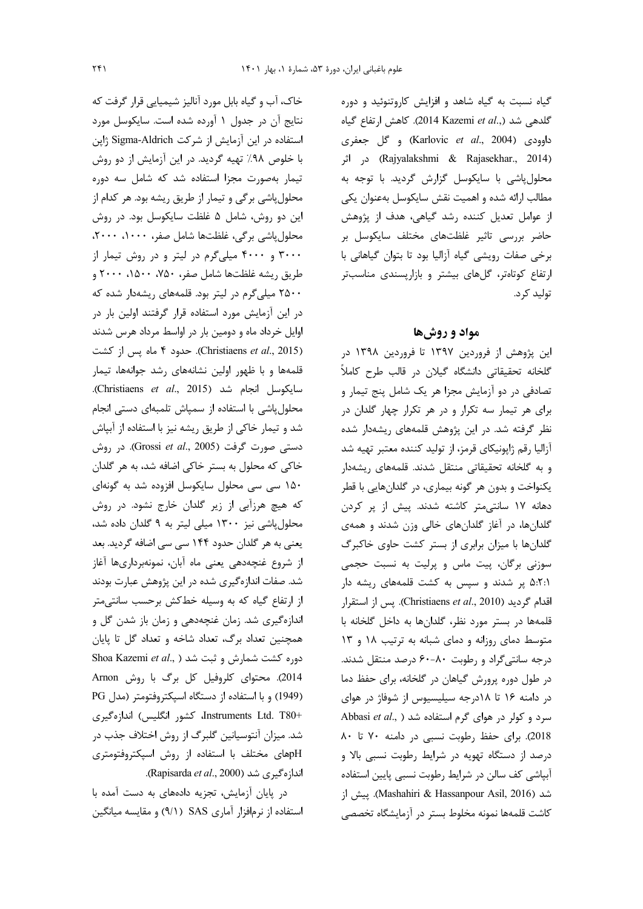گیاه نسبت به گیاه شاهد و افزایش کاروتنوئید و دوره گلدهی شد (Kazemi *et al*., 2014). کاهش ارتفاع گیاه داوودی (Karlovic *et al*., 2004) و گل جعفری (Rajyalakshmi & Rajasekhar., 2014) در اثر محلول‌پاشی با سایکوسل گزارش گردید. با توجه به مطالب ارائه شده و اهمیت نقش سایکوسل به‌عنوان یکی از عوامل تعدیل کننده رشد گیاهی، هدف از پژوهش حاضر بررسی تاثیر غلظت‌های مختلف سایکوسل بر برخی صفات رویشی گیاه آزالیا بود تا بتوان گیاهانی با ارتفاع کوتاه‌تر، گل‌های بیشتر و بازارپسندی مناسب‌تر تولید کرد.

## مواد و روش‌ها

این پژوهش از فروردین ۱۳۹۷ تا فروردین ۱۳۹۸ در گلخانه تحقیقاتی دانشگاه گیلان در قالب طرح کاملاً تصادفی در دو آزمایش مجزا هر یک شامل پنج تیمار و برای هر تیمار سه تکرار و در هر تکرار چهار گلدان در نظر گرفته شد. در این پژوهش قلمه‌های ریشه‌دار شده آزالیا رقم ژاپونیکای قرمز، از تولید کننده معتبر تهیه شد و به گلخانه تحقیقاتی منتقل شدند. قلمه‌های ریشه‌دار یکنواخت و بدون هر گونه بیماری، در گلدان‌هایی با قطر دهانه ۱۷ سانتی‌متر کاشته شدند. پیش از پر کردن گلدان‌ها، در آغاز گلدان‌های خالی وزن شدند و همه‌ی گلدان‌ها با میزان برابری از بستر کشت حاوی خاکبرگ سوزنی برگان، پیت ماس و پرلیت به نسبت حجمی ۵:۲:۱ پر شدند و سپس به کشت قلمه‌های ریشه دار اقدام گردید (Christiaens *et al*., 2010). پس از استقرار قلمه‌ها در بستر مورد نظر، گلدان‌ها به داخل گلخانه با متوسط دمای روزانه و دمای شبانه به ترتیب ۱۸ و ۱۳ درجه سانتی‌گراد و رطوبت ۸۰-۶۰ درصد منتقل شدند. در طول دوره پرورش گیاهان در گلخانه، برای حفظ دما در دامنه ۱۶ تا ۱۸درجه سیلیسیوس از شوفاژ در هوای سرد و کولر در هوای گرم استفاده شد (Abbasi *et al*., 2018). برای حفظ رطوبت نسبی در دامنه ۷۰ تا ۸۰ درصد از دستگاه تهویه در شرایط رطوبت نسبی بالا و آبپاشی کف سالن در شرایط رطوبت نسبی پایین استفاده شد (Mashahiri & Hassanpour Asil, 2016). پیش از کاشت قلمه‌ها نمونه مخلوط بستر در آزمایشگاه تخصصی خاک، آب و گیاه بابل مورد آنالیز شیمیایی قرار گرفت که نتایج آن در جدول ۱ آورده شده است. سایکوسل مورد استفاده در این آزمایش از شرکت Sigma-Aldrich ژاپن با خلوص ۹۸٪ تهیه گردید. در این آزمایش از دو روش تیمار به‌صورت مجزا استفاده شد که شامل سه دوره محلول‌پاشی برگی و تیمار از طریق ریشه بود. هر کدام از این دو روش، شامل ۵ غلظت سایکوسل بود. در روش محلول‌پاشی برگی، غلظت‌ها شامل صفر، ۱۰۰۰، ۲۰۰۰، ۳۰۰۰ و ۴۰۰۰ میلی‌گرم در لیتر و در روش تیمار از طریق ریشه غلظت‌ها شامل صفر، ۷۵۰، ۱۵۰۰، ۲۰۰۰ و ۲۵۰۰ میلی‌گرم در لیتر بود. قلمه‌های ریشه‌دار شده که در این آزمایش مورد استفاده قرار گرفتند اولین بار در اوایل خرداد ماه و دومین بار در اواسط مرداد هرس شدند (Christiaens *et al*., 2015). حدود ۴ ماه پس از کشت قلمه‌ها و با ظهور اولین نشانه‌های رشد جوانه‌ها، تیمار سایکوسل انجام شد (Christiaens *et al*., 2015). محلول‌پاشی با استفاده از سمپاش تلمبه‌ای دستی انجام شد و تیمار خاکی از طریق ریشه نیز با استفاده از آبپاش دستی صورت گرفت (Grossi *et al*., 2005). در روش خاکی که محلول به بستر خاکی اضافه شد، به هر گلدان ۱۵۰ سی سی محلول سایکوسل افزوده شد به گونه‌ای که هیچ هرزآبی از زیر گلدان خارج نشود. در روش محلول‌پاشی نیز ۱۳۰۰ میلی لیتر به ۹ گلدان داده شد، یعنی به هر گلدان حدود ۱۴۴ سی سی اضافه گردید. بعد از شروع غنچه‌دهی یعنی ماه آبان، نمونه‌برداری‌ها آغاز شد. صفات اندازه‌گیری شده در این پژوهش عبارت بودند از ارتفاع گیاه که به وسیله خط‌کش برحسب سانتی‌متر اندازه‌گیری شد. زمان غنچه‌دهی و زمان باز شدن گل و همچنین تعداد برگ، تعداد شاخه و تعداد گل تا پایان دوره کشت شمارش و ثبت شد (Shoa Kazemi *et al*., 2014). محتوای کلروفیل کل برگ با روش Arnon (1949) و با استفاده از دستگاه اسپکتروفتومتر (مدل PG Instruments Ltd. T80+، کشور انگلیس) اندازه‌گیری شد. میزان آنتوسیانین گلبرگ از روش اختلاف جذب در pHهای مختلف با استفاده از روش اسپکتروفتومتری اندازه‌گیری شد (Rapisarda *et al*., 2000).

در پایان آزمایش، تجزیه داده‌های به دست آمده با استفاده از نرم‌افزار آماری SAS (۹/۱) و مقایسه میانگین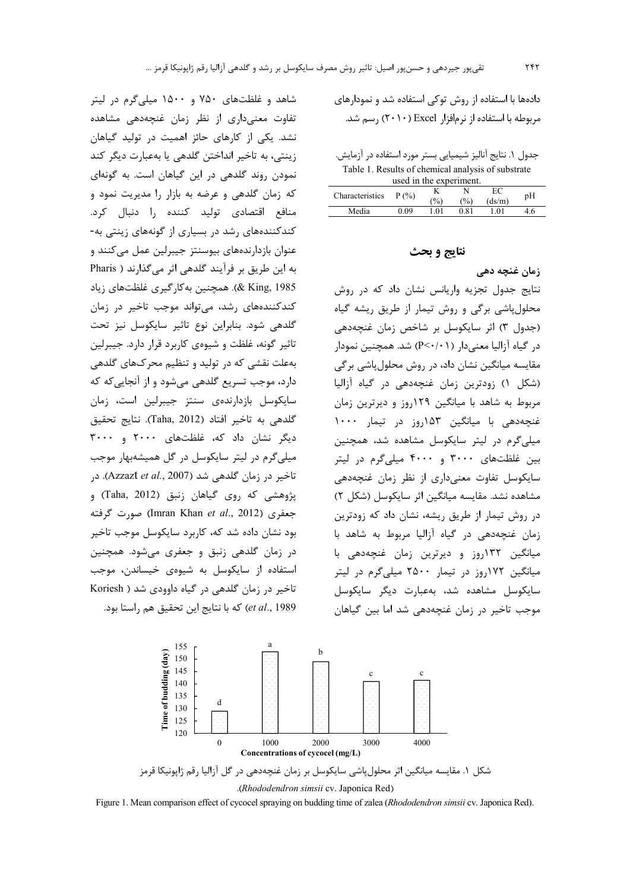داده‌ها با استفاده از روش توکی استفاده شد و نمودارهای مربوطه با استفاده از نرم‌افزار Excel (۲۰۱۰) رسم شد.

جدول ۱. نتایج آنالیز شیمیایی بستر مورد استفاده در آزمایش.

Table 1. Results of chemical analysis of substrate used in the experiment.

| Characteristics | P (%) | K (%) | N (%) | EC (ds/m) | pH |
|---|---|---|---|---|---|
| Media | 0.09 | 1.01 | 0.81 | 1.01 | 4.6 |

## نتایج و بحث

### زمان غنچه دهی

نتایج جدول تجزیه واریانس نشان داد که در روش محلول‌پاشی برگی و روش تیمار از طریق ریشه گیاه (جدول ۳) اثر سایکوسل بر شاخص زمان غنچه‌دهی در گیاه آزالیا معنی‌دار (P<۰/۰۱) شد. همچنین نمودار مقایسه میانگین نشان داد، در روش محلول‌پاشی برگی (شکل ۱) زودترین زمان غنچه‌دهی در گیاه آزالیا مربوط به شاهد با میانگین ۱۲۹روز و دیرترین زمان غنچه‌دهی با میانگین ۱۵۳روز در تیمار ۱۰۰۰ میلی‌گرم در لیتر سایکوسل مشاهده شد، همچنین بین غلظت‌های ۳۰۰۰ و ۴۰۰۰ میلی‌گرم در لیتر سایکوسل تفاوت معنی‌داری از نظر زمان غنچه‌دهی مشاهده نشد. مقایسه میانگین اثر سایکوسل (شکل ۲) در روش تیمار از طریق ریشه، نشان داد که زودترین زمان غنچه‌دهی در گیاه آزالیا مربوط به شاهد با میانگین ۱۳۲روز و دیرترین زمان غنچه‌دهی با میانگین ۱۷۲روز در تیمار ۲۵۰۰ میلی‌گرم در لیتر سایکوسل مشاهده شد، به‌عبارت دیگر سایکوسل موجب تاخیر در زمان غنچه‌دهی شد اما بین گیاهان شاهد و غلظت‌های ۷۵۰ و ۱۵۰۰ میلی‌گرم در لیتر تفاوت معنی‌داری از نظر زمان غنچه‌دهی مشاهده نشد. یکی از کارهای حائز اهمیت در تولید گیاهان زینتی، به تاخیر انداختن گلدهی یا به‌عبارت دیگر کند نمودن روند گلدهی در این گیاهان است. به گونه‌ای که زمان گلدهی و عرضه به بازار را مدیریت نمود و منافع اقتصادی تولید کننده را دنبال کرد. کندکننده‌های رشد در بسیاری از گونه‌های زینتی به‌عنوان بازدارنده‌های بیوسنتز جیبرلین عمل می‌کنند و به این طریق بر فرآیند گلدهی اثر می‌گذارند (Pharis & King, 1985). همچنین به‌کارگیری غلظت‌های زیاد کندکننده‌های رشد، می‌تواند موجب تاخیر در زمان گلدهی شود. بنابراین نوع تاثیر سایکوسل نیز تحت تاثیر گونه، غلظت و شیوه‌ی کاربرد قرار دارد. جیبرلین به‌علت نقشی که در تولید و تنظیم محرک‌های گلدهی دارد، موجب تسریع گلدهی می‌شود و از آنجایی‌که که سایکوسل بازدارنده‌ی سنتز جیبرلین است، زمان گلدهی به تاخیر افتاد (Taha, 2012). نتایج تحقیق دیگر نشان داد که، غلظت‌های ۲۰۰۰ و ۳۰۰۰ میلی‌گرم در لیتر سایکوسل در گل همیشه‌بهار موجب تاخیر در زمان گلدهی شد (Azzazt *et al.*, 2007). در پژوهشی که روی گیاهان زنبق (Taha, 2012) و جعفری (Imran Khan *et al.*, 2012) صورت گرفته بود نشان داده شد که، کاربرد سایکوسل موجب تاخیر در زمان گلدهی زنبق و جعفری می‌شود. همچنین استفاده از سایکوسل به شیوه‌ی خیساندن، موجب تاخیر در زمان گلدهی در گیاه داوودی شد (Koriesh *et al.*, 1989) که با نتایج این تحقیق هم راستا بود.

شکل ۱. مقایسه میانگین اثر محلول‌پاشی سایکوسل بر زمان غنچه‌دهی در گل آزالیا رقم ژاپونیکا قرمز (*Rhododendron simsii* cv. Japonica Red).

Figure 1. Mean comparison effect of cycocel spraying on budding time of zalea (*Rhododendron simsii* cv. Japonica Red).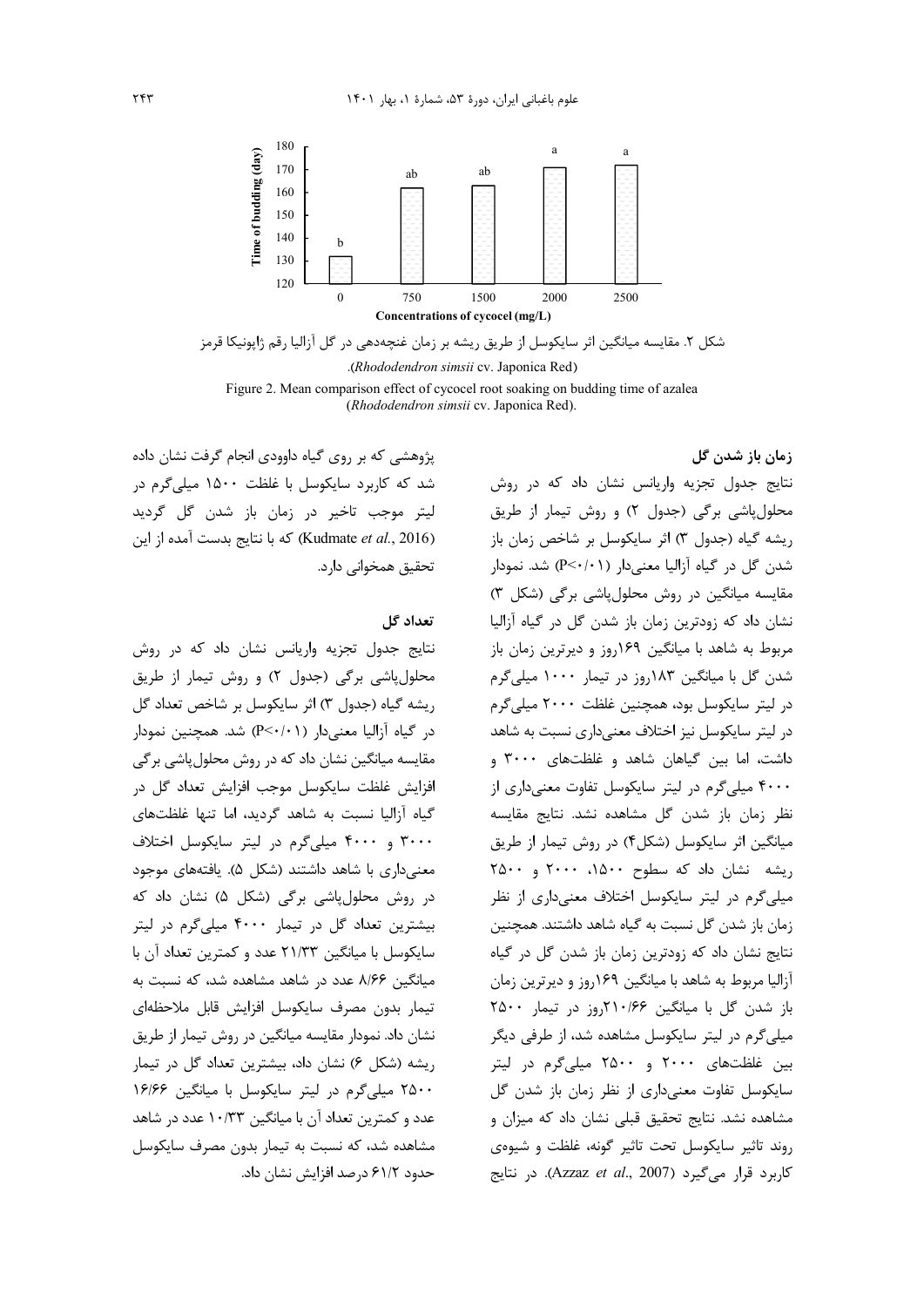شکل ۲. مقایسه میانگین اثر سایکوسل از طریق ریشه بر زمان غنچه‌دهی در گل آزالیا رقم ژاپونیکا قرمز (*Rhododendron simsii* cv. Japonica Red).

Figure 2. Mean comparison effect of cycocel root soaking on budding time of azalea (*Rhododendron simsii* cv. Japonica Red).

**زمان باز شدن گل**

نتایج جدول تجزیه واریانس نشان داد که در روش محلول‌پاشی برگی (جدول ۲) و روش تیمار از طریق ریشه گیاه (جدول ۳) اثر سایکوسل بر شاخص زمان باز شدن گل در گیاه آزالیا معنی‌دار (P<۰/۰۱) شد. نمودار مقایسه میانگین در روش محلول‌پاشی برگی (شکل ۳) نشان داد که زودترین زمان باز شدن گل در گیاه آزالیا مربوط به شاهد با میانگین ۱۶۹روز و دیرترین زمان باز شدن گل با میانگین ۱۸۳روز در تیمار ۱۰۰۰ میلی‌گرم در لیتر سایکوسل بود، همچنین غلظت ۲۰۰۰ میلی‌گرم در لیتر سایکوسل نیز اختلاف معنی‌داری نسبت به شاهد داشت، اما بین گیاهان شاهد و غلظت‌های ۳۰۰۰ و ۴۰۰۰ میلی‌گرم در لیتر سایکوسل تفاوت معنی‌داری از نظر زمان باز شدن گل مشاهده نشد. نتایج مقایسه میانگین اثر سایکوسل (شکل۴) در روش تیمار از طریق ریشه نشان داد که سطوح ۱۵۰۰، ۲۰۰۰ و ۲۵۰۰ میلی‌گرم در لیتر سایکوسل اختلاف معنی‌داری از نظر زمان باز شدن گل نسبت به گیاه شاهد داشتند. همچنین نتایج نشان داد که زودترین زمان باز شدن گل در گیاه آزالیا مربوط به شاهد با میانگین ۱۶۹روز و دیرترین زمان باز شدن گل با میانگین ۲۱۰/۶۶روز در تیمار ۲۵۰۰ میلی‌گرم در لیتر سایکوسل مشاهده شد، از طرفی دیگر بین غلظت‌های ۲۰۰۰ و ۲۵۰۰ میلی‌گرم در لیتر سایکوسل تفاوت معنی‌داری از نظر زمان باز شدن گل مشاهده نشد. نتایج تحقیق قبلی نشان داد که میزان و روند تاثیر سایکوسل تحت تاثیر گونه، غلظت و شیوه‌ی کاربرد قرار می‌گیرد (Azzaz *et al*., 2007). در نتایج پژوهشی که بر روی گیاه داوودی انجام گرفت نشان داده شد که کاربرد سایکوسل با غلظت ۱۵۰۰ میلی‌گرم در لیتر موجب تاخیر در زمان باز شدن گل گردید (Kudmate *et al*., 2016) که با نتایج بدست آمده از این تحقیق همخوانی دارد.

**تعداد گل**

نتایج جدول تجزیه واریانس نشان داد که در روش محلول‌پاشی برگی (جدول ۲) و روش تیمار از طریق ریشه گیاه (جدول ۳) اثر سایکوسل بر شاخص تعداد گل در گیاه آزالیا معنی‌دار (P<۰/۰۱) شد. همچنین نمودار مقایسه میانگین نشان داد که در روش محلول‌پاشی برگی افزایش غلظت سایکوسل موجب افزایش تعداد گل در گیاه آزالیا نسبت به شاهد گردید، اما تنها غلظت‌های ۳۰۰۰ و ۴۰۰۰ میلی‌گرم در لیتر سایکوسل اختلاف معنی‌داری با شاهد داشتند (شکل ۵). یافته‌های موجود در روش محلول‌پاشی برگی (شکل ۵) نشان داد که بیشترین تعداد گل در تیمار ۴۰۰۰ میلی‌گرم در لیتر سایکوسل با میانگین ۲۱/۳۳ عدد و کمترین تعداد آن با میانگین ۸/۶۶ عدد در شاهد مشاهده شد، که نسبت به تیمار بدون مصرف سایکوسل افزایش قابل ملاحظه‌ای نشان داد. نمودار مقایسه میانگین در روش تیمار از طریق ریشه (شکل ۶) نشان داد، بیشترین تعداد گل در تیمار ۲۵۰۰ میلی‌گرم در لیتر سایکوسل با میانگین ۱۶/۶۶ عدد و کمترین تعداد آن با میانگین ۱۰/۳۳ عدد در شاهد مشاهده شد، که نسبت به تیمار بدون مصرف سایکوسل حدود ۶۱/۲ درصد افزایش نشان داد.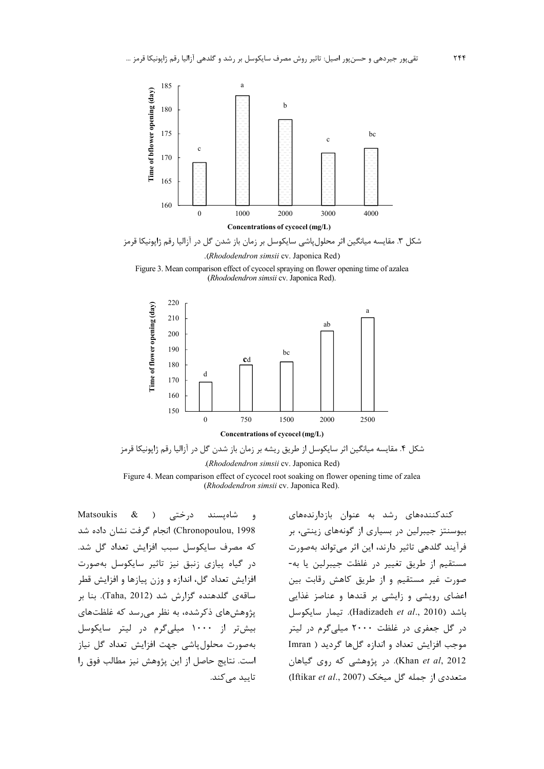شکل ۳. مقایسه میانگین اثر محلول‌پاشی سایکوسل بر زمان باز شدن گل در آزالیا رقم ژاپونیکا قرمز (*Rhododendron simsii* cv. Japonica Red).

Figure 3. Mean comparison effect of cycocel spraying on flower opening time of azalea (*Rhododendron simsii* cv. Japonica Red).

شکل ۴. مقایسه میانگین اثر سایکوسل از طریق ریشه بر زمان باز شدن گل در آزالیا رقم ژاپونیکا قرمز (*Rhododendron simsii* cv. Japonica Red).

Figure 4. Mean comparison effect of cycocel root soaking on flower opening time of zalea (*Rhododendron simsii* cv. Japonica Red).

کندکننده‌های رشد به عنوان بازدارنده‌های بیوسنتز جیبرلین در بسیاری از گونه‌های زینتی، بر فرآیند گلدهی تاثیر دارند، این اثر می‌تواند به‌صورت مستقیم از طریق تغییر در غلظت جیبرلین یا به‌صورت غیر مستقیم و از طریق کاهش رقابت بین اعضای رویشی و زایشی بر قندها و عناصر غذایی باشد (Hadizadeh *et al*., 2010). تیمار سایکوسل در گل جعفری در غلظت ۲۰۰۰ میلی‌گرم در لیتر موجب افزایش تعداد و اندازه گل‌ها گردید ( Imran Khan *et al*, 2012). در پژوهشی که روی گیاهان متعددی از جمله گل میخک (Iftikar *et al*., 2007) و شاه‌پسند درختی ( Matsoukis & Chronopoulou, 1998) انجام گرفت نشان داده شد که مصرف سایکوسل سبب افزایش تعداد گل شد. در گیاه پیازی زنبق نیز تاثیر سایکوسل به‌صورت افزایش تعداد گل، اندازه و وزن پیازها و افزایش قطر ساقه‌ی گلدهنده گزارش شد (Taha, 2012). بنا بر پژوهش‌های ذکرشده، به نظر می‌رسد که غلظت‌های بیش‌تر از ۱۰۰۰ میلی‌گرم در لیتر سایکوسل به‌صورت محلول‌پاشی جهت افزایش تعداد گل نیاز است. نتایج حاصل از این پژوهش نیز مطالب فوق را تایید می‌کند.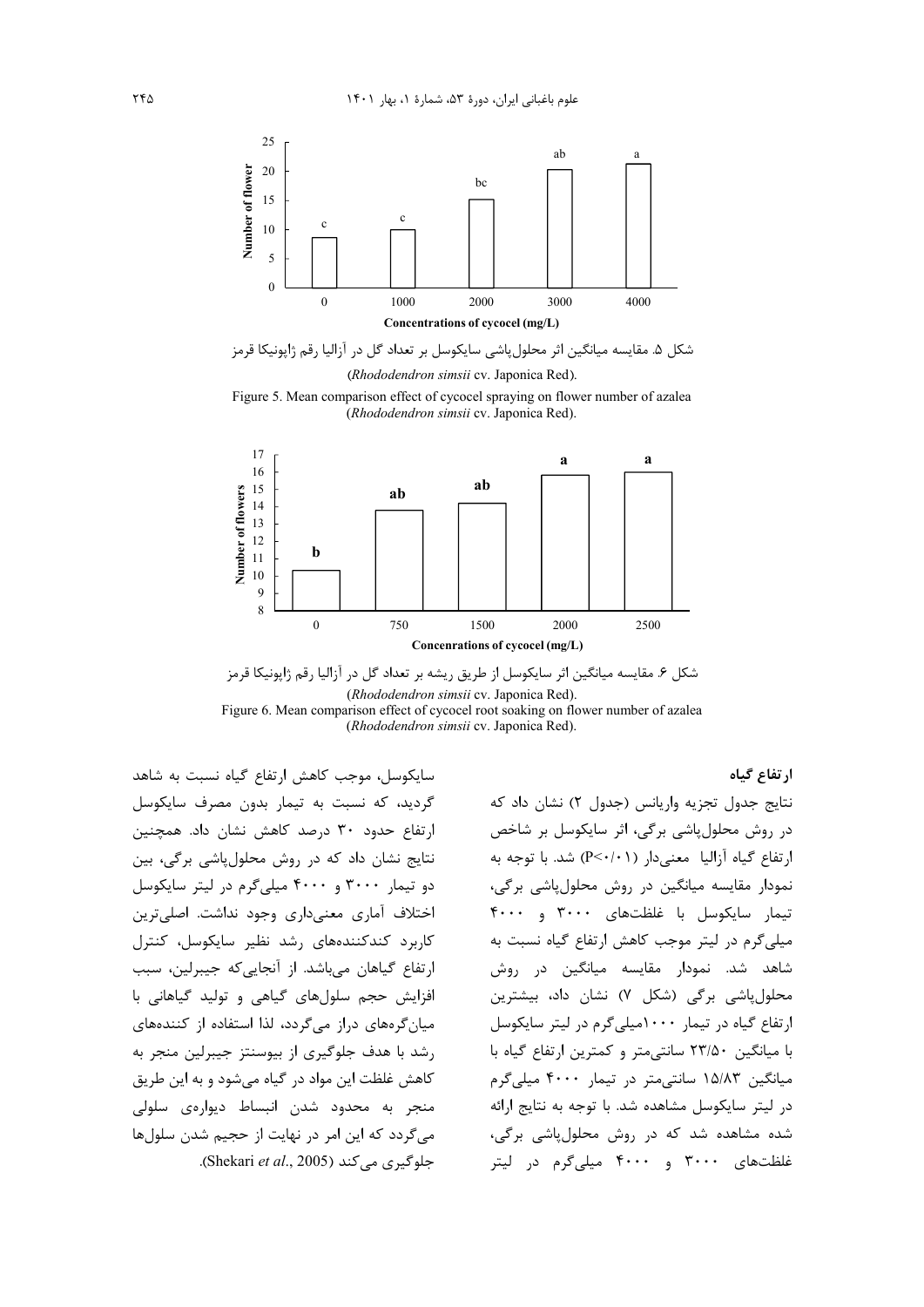شکل ۵. مقایسه میانگین اثر محلول‌پاشی سایکوسل بر تعداد گل در آزالیا رقم ژاپونیکا قرمز (*Rhododendron simsii* cv. Japonica Red).

Figure 5. Mean comparison effect of cycocel spraying on flower number of azalea (*Rhododendron simsii* cv. Japonica Red).

شکل ۶. مقایسه میانگین اثر سایکوسل از طریق ریشه بر تعداد گل در آزالیا رقم ژاپونیکا قرمز (*Rhododendron simsii* cv. Japonica Red).

Figure 6. Mean comparison effect of cycocel root soaking on flower number of azalea (*Rhododendron simsii* cv. Japonica Red).

### ارتفاع گیاه

نتایج جدول تجزیه واریانس (جدول ۲) نشان داد که در روش محلول‌پاشی برگی، اثر سایکوسل بر شاخص ارتفاع گیاه آزالیا معنی‌دار (P<۰/۰۱) شد. با توجه به نمودار مقایسه میانگین در روش محلول‌پاشی برگی، تیمار سایکوسل با غلظت‌های ۳۰۰۰ و ۴۰۰۰ میلی‌گرم در لیتر موجب کاهش ارتفاع گیاه نسبت به شاهد شد. نمودار مقایسه میانگین در روش محلول‌پاشی برگی (شکل ۷) نشان داد، بیشترین ارتفاع گیاه در تیمار ۱۰۰۰میلی‌گرم در لیتر سایکوسل با میانگین ۲۳/۵۰ سانتی‌متر و کمترین ارتفاع گیاه با میانگین ۱۵/۸۳ سانتی‌متر در تیمار ۴۰۰۰ میلی‌گرم در لیتر سایکوسل مشاهده شد. با توجه به نتایج ارائه شده مشاهده شد که در روش محلول‌پاشی برگی، غلظت‌های ۳۰۰۰ و ۴۰۰۰ میلی‌گرم در لیتر سایکوسل، موجب کاهش ارتفاع گیاه نسبت به شاهد گردید، که نسبت به تیمار بدون مصرف سایکوسل ارتفاع حدود ۳۰ درصد کاهش نشان داد. همچنین نتایج نشان داد که در روش محلول‌پاشی برگی، بین دو تیمار ۳۰۰۰ و ۴۰۰۰ میلی‌گرم در لیتر سایکوسل اختلاف آماری معنی‌داری وجود نداشت. اصلی‌ترین کاربرد کندکننده‌های رشد نظیر سایکوسل، کنترل ارتفاع گیاهان می‌باشد. از آنجایی‌که جیبرلین، سبب افزایش حجم سلول‌های گیاهی و تولید گیاهانی با میان‌گره‌های دراز می‌گردد، لذا استفاده از کننده‌های رشد با هدف جلوگیری از بیوسنتز جیبرلین منجر به کاهش غلظت این مواد در گیاه می‌شود و به این طریق منجر به محدود شدن انبساط دیواره‌ی سلولی می‌گردد که این امر در نهایت از حجیم شدن سلول‌ها جلوگیری می‌کند (Shekari *et al*., 2005).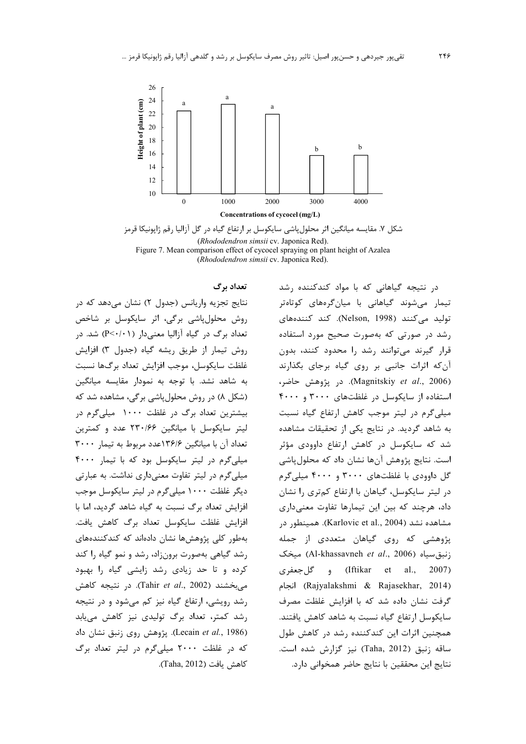شکل ۷. مقایسه میانگین اثر محلول‌پاشی سایکوسل بر ارتفاع گیاه در گل آزالیا رقم ژاپونیکا قرمز (*Rhododendron simsii* cv. Japonica Red).

Figure 7. Mean comparison effect of cycocel spraying on plant height of Azalea (*Rhododendron simsii* cv. Japonica Red).

در نتیجه گیاهانی که با مواد کندکننده رشد تیمار می‌شوند گیاهانی با میان‌گره‌های کوتاه‌تر تولید می‌کنند (Nelson, 1998). کند کننده‌های رشد در صورتی که به‌صورت صحیح مورد استفاده قرار گیرند می‌توانند رشد را محدود کنند، بدون آن‌که اثرات جانبی بر روی گیاه برجای بگذارند (Magnitskiy *et al*., 2006). در پژوهش حاضر، استفاده از سایکوسل در غلظت‌های ۳۰۰۰ و ۴۰۰۰ میلی‌گرم در لیتر موجب کاهش ارتفاع گیاه نسبت به شاهد گردید. در نتایج یکی از تحقیقات مشاهده شد که سایکوسل در کاهش ارتفاع داوودی مؤثر است. نتایج پژوهش آن‌ها نشان داد که محلول‌پاشی گل داوودی با غلظت‌های ۳۰۰۰ و ۴۰۰۰ میلی‌گرم در لیتر سایکوسل، گیاهان با ارتفاع کم‌تری را نشان داد، هرچند که بین این تیمارها تفاوت معنی‌داری مشاهده نشد (Karlovic et al., 2004). همینطور در پژوهشی که روی گیاهان متعددی از جمله زنبق‌سیاه (Al-khassavneh *et al*., 2006) میخک (Iftikar et al., 2007) و گل‌جعفری (Rajyalakshmi & Rajasekhar, 2014) انجام گرفت نشان داده شد که با افزایش غلظت مصرف سایکوسل ارتفاع گیاه نسبت به شاهد کاهش یافتند. همچنین اثرات این کندکننده رشد در کاهش طول ساقه زنبق (Taha, 2012) نیز گزارش شده است. نتایج این محققین با نتایج حاضر همخوانی دارد.

### تعداد برگ

نتایج تجزیه واریانس (جدول ۲) نشان می‌دهد که در روش محلول‌پاشی برگی، اثر سایکوسل بر شاخص تعداد برگ در گیاه آزالیا معنی‌دار ($P<0.01$) شد. در روش تیمار از طریق ریشه گیاه (جدول ۳) افزایش غلظت سایکوسل، موجب افزایش تعداد برگ‌ها نسبت به شاهد نشد. با توجه به نمودار مقایسه میانگین (شکل ۸) در روش محلول‌پاشی برگی، مشاهده شد که بیشترین تعداد برگ در غلظت ۱۰۰۰ میلی‌گرم در لیتر سایکوسل با میانگین ۲۳۰/۶۶ عدد و کمترین تعداد آن با میانگین ۱۳۶/۶عدد مربوط به تیمار ۳۰۰۰ میلی‌گرم در لیتر سایکوسل بود که با تیمار ۴۰۰۰ میلی‌گرم در لیتر تفاوت معنی‌داری نداشت. به عبارتی دیگر غلظت ۱۰۰۰ میلی‌گرم در لیتر سایکوسل موجب افزایش تعداد برگ نسبت به گیاه شاهد گردید، اما با افزایش غلظت سایکوسل تعداد برگ کاهش یافت. به‌طور کلی پژوهش‌ها نشان داده‌اند که کندکننده‌های رشد گیاهی به‌صورت برون‌زاد، رشد و نمو گیاه را کند کرده و تا حد زیادی رشد زایشی گیاه را بهبود می‌بخشند (Tahir *et al*., 2002). در نتیجه کاهش رشد رویشی، ارتفاع گیاه نیز کم می‌شود و در نتیجه رشد کمتر، تعداد برگ تولیدی نیز کاهش می‌یابد (Lecain *et al*., 1986). پژوهش روی زنبق نشان داد که در غلظت ۲۰۰۰ میلی‌گرم در لیتر تعداد برگ کاهش یافت (Taha, 2012).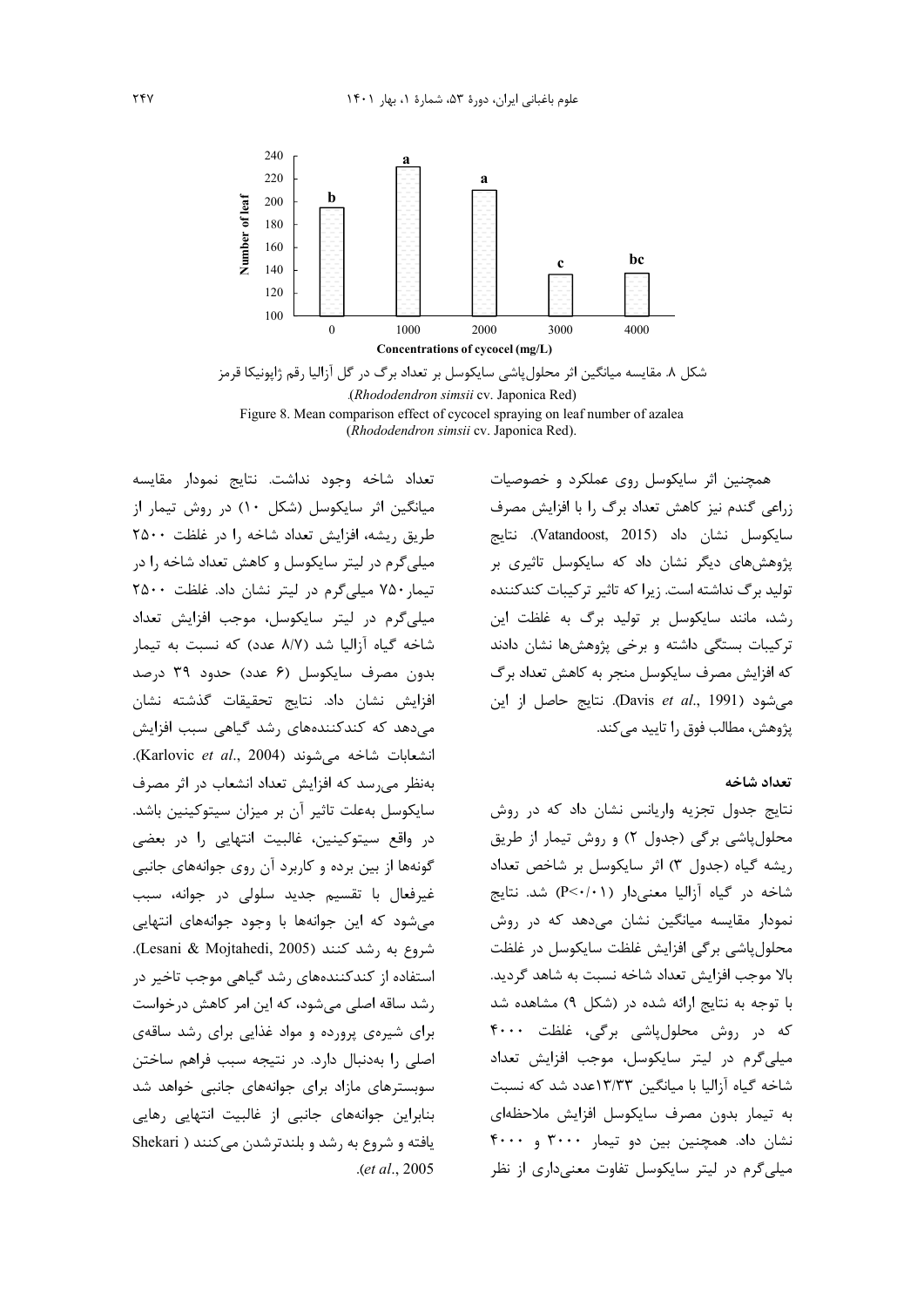شکل ۸. مقایسه میانگین اثر محلول‌پاشی سایکوسل بر تعداد برگ در گل آزالیا رقم ژاپونیکا قرمز (*Rhododendron simsii* cv. Japonica Red).

Figure 8. Mean comparison effect of cycocel spraying on leaf number of azalea (*Rhododendron simsii* cv. Japonica Red).

همچنین اثر سایکوسل روی عملکرد و خصوصیات زراعی گندم نیز کاهش تعداد برگ را با افزایش مصرف سایکوسل نشان داد (Vatandoost, 2015). نتایج پژوهش‌های دیگر نشان داد که سایکوسل تاثیری بر تولید برگ نداشته است. زیرا که تاثیر ترکیبات کندکننده رشد، مانند سایکوسل بر تولید برگ به غلظت این ترکیبات بستگی داشته و برخی پژوهش‌ها نشان دادند که افزایش مصرف سایکوسل منجر به کاهش تعداد برگ می‌شود (Davis *et al*., 1991). نتایج حاصل از این پژوهش، مطالب فوق را تایید می‌کند.

### تعداد شاخه

نتایج جدول تجزیه واریانس نشان داد که در روش محلول‌پاشی برگی (جدول ۲) و روش تیمار از طریق ریشه گیاه (جدول ۳) اثر سایکوسل بر شاخص تعداد شاخه در گیاه آزالیا معنی‌دار ($P<0.01$) شد. نتایج نمودار مقایسه میانگین نشان می‌دهد که در روش محلول‌پاشی برگی افزایش غلظت سایکوسل در غلظت بالا موجب افزایش تعداد شاخه نسبت به شاهد گردید. با توجه به نتایج ارائه شده در (شکل ۹) مشاهده شد که در روش محلول‌پاشی برگی، غلظت ۴۰۰۰ میلی‌گرم در لیتر سایکوسل، موجب افزایش تعداد شاخه گیاه آزالیا با میانگین ۱۳/۳۳عدد شد که نسبت به تیمار بدون مصرف سایکوسل افزایش ملاحظه‌ای نشان داد. همچنین بین دو تیمار ۳۰۰۰ و ۴۰۰۰ میلی‌گرم در لیتر سایکوسل تفاوت معنی‌داری از نظر تعداد شاخه وجود نداشت. نتایج نمودار مقایسه میانگین اثر سایکوسل (شکل ۱۰) در روش تیمار از طریق ریشه، افزایش تعداد شاخه را در غلظت ۲۵۰۰ میلی‌گرم در لیتر سایکوسل و کاهش تعداد شاخه را در تیمار ۷۵۰ میلی‌گرم در لیتر نشان داد. غلظت ۲۵۰۰ میلی‌گرم در لیتر سایکوسل، موجب افزایش تعداد شاخه گیاه آزالیا شد (۸/۷ عدد) که نسبت به تیمار بدون مصرف سایکوسل (۶ عدد) حدود ۳۹ درصد افزایش نشان داد. نتایج تحقیقات گذشته نشان می‌دهد که کندکننده‌های رشد گیاهی سبب افزایش انشعابات شاخه می‌شوند (Karlovic *et al*., 2004). به‌نظر می‌رسد که افزایش تعداد انشعاب در اثر مصرف سایکوسل به‌علت تاثیر آن بر میزان سیتوکینین باشد. در واقع سیتوکینین، غالبیت انتهایی را در بعضی گونه‌ها از بین برده و کاربرد آن روی جوانه‌های جانبی غیرفعال با تقسیم جدید سلولی در جوانه، سبب می‌شود که این جوانه‌ها با وجود جوانه‌های انتهایی شروع به رشد کنند (Lesani & Mojtahedi, 2005). استفاده از کندکننده‌های رشد گیاهی موجب تاخیر در رشد ساقه اصلی می‌شود، که این امر کاهش درخواست برای شیره‌ی پرورده و مواد غذایی برای رشد ساقه‌ی اصلی را به‌دنبال دارد. در نتیجه سبب فراهم ساختن سوبسترهای مازاد برای جوانه‌های جانبی خواهد شد بنابراین جوانه‌های جانبی از غالبیت انتهایی رهایی یافته و شروع به رشد و بلندترشدن می‌کنند (Shekari *et al*., 2005).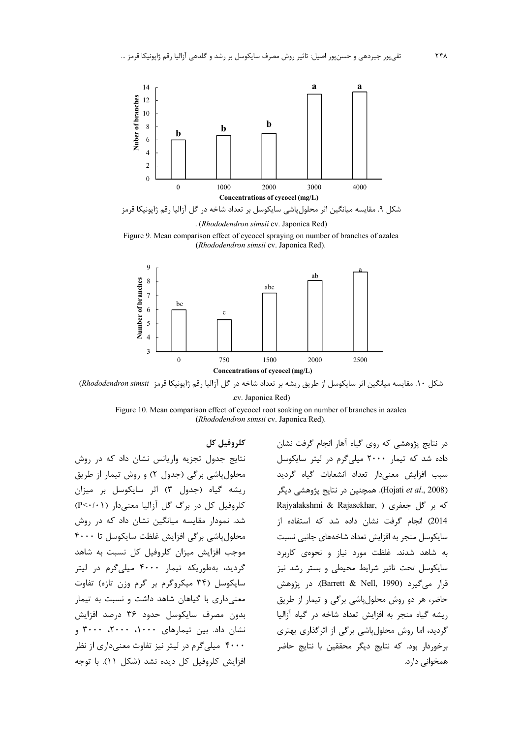شکل ۹. مقایسه میانگین اثر محلول‌پاشی سایکوسل بر تعداد شاخه در گل آزالیا رقم ژاپونیکا قرمز (*Rhododendron simsii* cv. Japonica Red).

Figure 9. Mean comparison effect of cycocel spraying on number of branches of azalea (*Rhododendron simsii* cv. Japonica Red).

شکل ۱۰. مقایسه میانگین اثر سایکوسل از طریق ریشه بر تعداد شاخه در گل آزالیا رقم ژاپونیکا قرمز (*Rhododendron simsii* cv. Japonica Red)

Figure 10. Mean comparison effect of cycocel root soaking on number of branches in azalea (*Rhododendron simsii* cv. Japonica Red).

در نتایج پژوهشی که روی گیاه آهار انجام گرفت نشان داده شد که تیمار ۲۰۰۰ میلی‌گرم در لیتر سایکوسل سبب افزایش معنی‌دار تعداد انشعابات گیاه گردید (Hojati *et al*., 2008). همچنین در نتایج پژوهشی دیگر که بر گل جعفری (Rajyalakshmi & Rajasekhar, 2014) انجام گرفت نشان داده شد که استفاده از سایکوسل منجر به افزایش تعداد شاخه‌های جانبی نسبت به شاهد شدند. غلظت مورد نیاز و نحوه‌ی کاربرد سایکوسل تحت تاثیر شرایط محیطی و بستر رشد نیز قرار می‌گیرد (Barrett & Nell, 1990). در پژوهش حاضر، هر دو روش محلول‌پاشی برگی و تیمار از طریق ریشه گیاه منجر به افزایش تعداد شاخه در گیاه آزالیا گردید، اما روش محلول‌پاشی برگی از اثرگذاری بهتری برخوردار بود. که نتایج دیگر محققین با نتایج حاضر همخوانی دارد.

### کلروفیل کل

نتایج جدول تجزیه واریانس نشان داد که در روش محلول‌پاشی برگی (جدول ۲) و روش تیمار از طریق ریشه گیاه (جدول ۳) اثر سایکوسل بر میزان کلروفیل کل در برگ گل آزالیا معنی‌دار ($P<0.01$) شد. نمودار مقایسه میانگین نشان داد که در روش محلول‌پاشی برگی افزایش غلظت سایکوسل تا ۴۰۰۰ موجب افزایش میزان کلروفیل کل نسبت به شاهد گردید، به‌طوریکه تیمار ۴۰۰۰ میلی‌گرم در لیتر سایکوسل (۳۴ میکروگرم بر گرم وزن تازه) تفاوت معنی‌داری با گیاهان شاهد داشت و نسبت به تیمار بدون مصرف سایکوسل حدود ۳۶ درصد افزایش نشان داد. بین تیمارهای ۱۰۰۰، ۲۰۰۰، ۳۰۰۰ و ۴۰۰۰ میلی‌گرم در لیتر نیز تفاوت معنی‌داری از نظر افزایش کلروفیل کل دیده نشد (شکل ۱۱). با توجه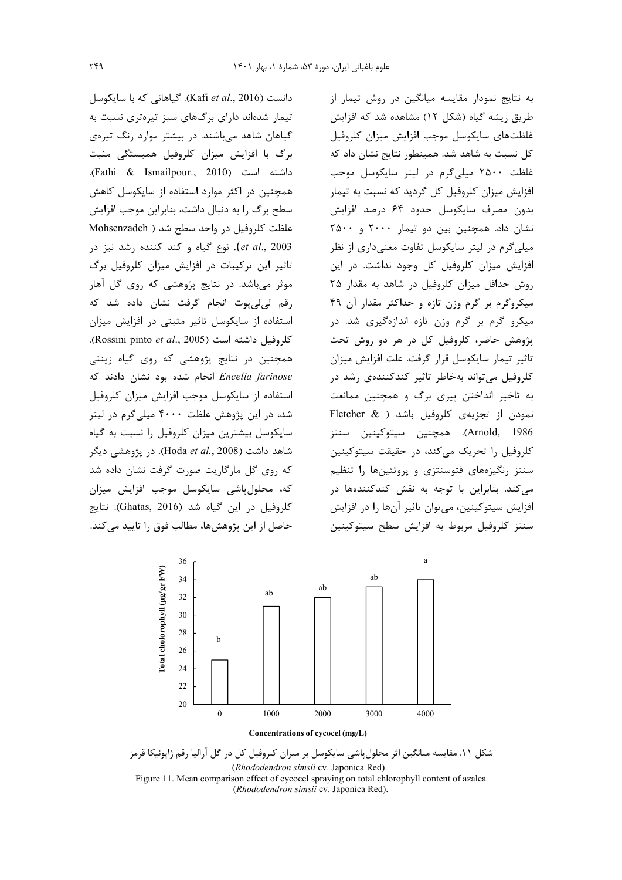به نتایج نمودار مقایسه میانگین در روش تیمار از طریق ریشه گیاه (شکل ۱۲) مشاهده شد که افزایش غلظت‌های سایکوسل موجب افزایش میزان کلروفیل کل نسبت به شاهد شد. همینطور نتایج نشان داد که غلظت ۲۵۰۰ میلی‌گرم در لیتر سایکوسل موجب افزایش میزان کلروفیل کل گردید که نسبت به تیمار بدون مصرف سایکوسل حدود ۶۴ درصد افزایش نشان داد. همچنین بین دو تیمار ۲۰۰۰ و ۲۵۰۰ میلی‌گرم در لیتر سایکوسل تفاوت معنی‌داری از نظر افزایش میزان کلروفیل کل وجود نداشت. در این روش حداقل میزان کلروفیل در شاهد به مقدار ۲۵ میکروگرم بر گرم وزن تازه و حداکثر مقدار آن ۴۹ میکرو گرم بر گرم وزن تازه اندازه‌گیری شد. در پژوهش حاضر، کلروفیل کل در هر دو روش تحت تاثیر تیمار سایکوسل قرار گرفت. علت افزایش میزان کلروفیل می‌تواند به‌خاطر تاثیر کندکننده‌ی رشد در به تاخیر انداختن پیری برگ و همچنین ممانعت نمودن از تجزیه‌ی کلروفیل باشد (Fletcher & Arnold, 1986). همچنین سیتوکینین سنتز کلروفیل را تحریک می‌کند، در حقیقت سیتوکینین سنتز رنگیزه‌های فتوسنتزی و پروتئین‌ها را تنظیم می‌کند. بنابراین با توجه به نقش کندکننده‌ها در افزایش سیتوکینین، می‌توان تاثیر آن‌ها را در افزایش سنتز کلروفیل مربوط به افزایش سطح سیتوکینین دانست (Kafi *et al*., 2016). گیاهانی که با سایکوسل تیمار شده‌اند دارای برگ‌های سبز تیره‌تری نسبت به گیاهان شاهد می‌باشند. در بیشتر موارد رنگ تیره‌ی برگ با افزایش میزان کلروفیل همبستگی مثبت داشته است (Fathi & Ismailpour., 2010). همچنین در اکثر موارد استفاده از سایکوسل کاهش سطح برگ را به دنبال داشت، بنابراین موجب افزایش غلظت کلروفیل در واحد سطح شد (Mohsenzadeh *et al*., 2003). نوع گیاه و کند کننده رشد نیز در تاثیر این ترکیبات در افزایش میزان کلروفیل برگ موثر می‌باشد. در نتایج پژوهشی که روی گل آهار رقم لی‌لی‌پوت انجام گرفت نشان داده شد که استفاده از سایکوسل تاثیر مثبتی در افزایش میزان کلروفیل داشته است (Rossini pinto *et al*., 2005). همچنین در نتایج پژوهشی که روی گیاه زینتی *Encelia farinose* انجام شده بود نشان دادند که استفاده از سایکوسل موجب افزایش میزان کلروفیل شد، در این پژوهش غلظت ۴۰۰۰ میلی‌گرم در لیتر سایکوسل بیشترین میزان کلروفیل را نسبت به گیاه شاهد داشت (Hoda *et al*., 2008). در پژوهشی دیگر که روی گل مارگاریت صورت گرفت نشان داده شد که، محلول‌پاشی سایکوسل موجب افزایش میزان کلروفیل در این گیاه شد (Ghatas, 2016). نتایج حاصل از این پژوهش‌ها، مطالب فوق را تایید می‌کند.

| Concentrations of cycocel (mg/L) | 0 | 1000 | 2000 | 3000 | 4000 |
|---|---|---|---|---|---|
| Total cholorophyll (µg/gr FW) | 25 b | 31 ab | 32 ab | 33.2 ab | 34 a |

شکل ۱۱. مقایسه میانگین اثر محلول‌پاشی سایکوسل بر میزان کلروفیل کل در گل آزالیا رقم ژاپونیکا قرمز (*Rhododendron simsii* cv. Japonica Red).

Figure 11. Mean comparison effect of cycocel spraying on total chlorophyll content of azalea (*Rhododendron simsii* cv. Japonica Red).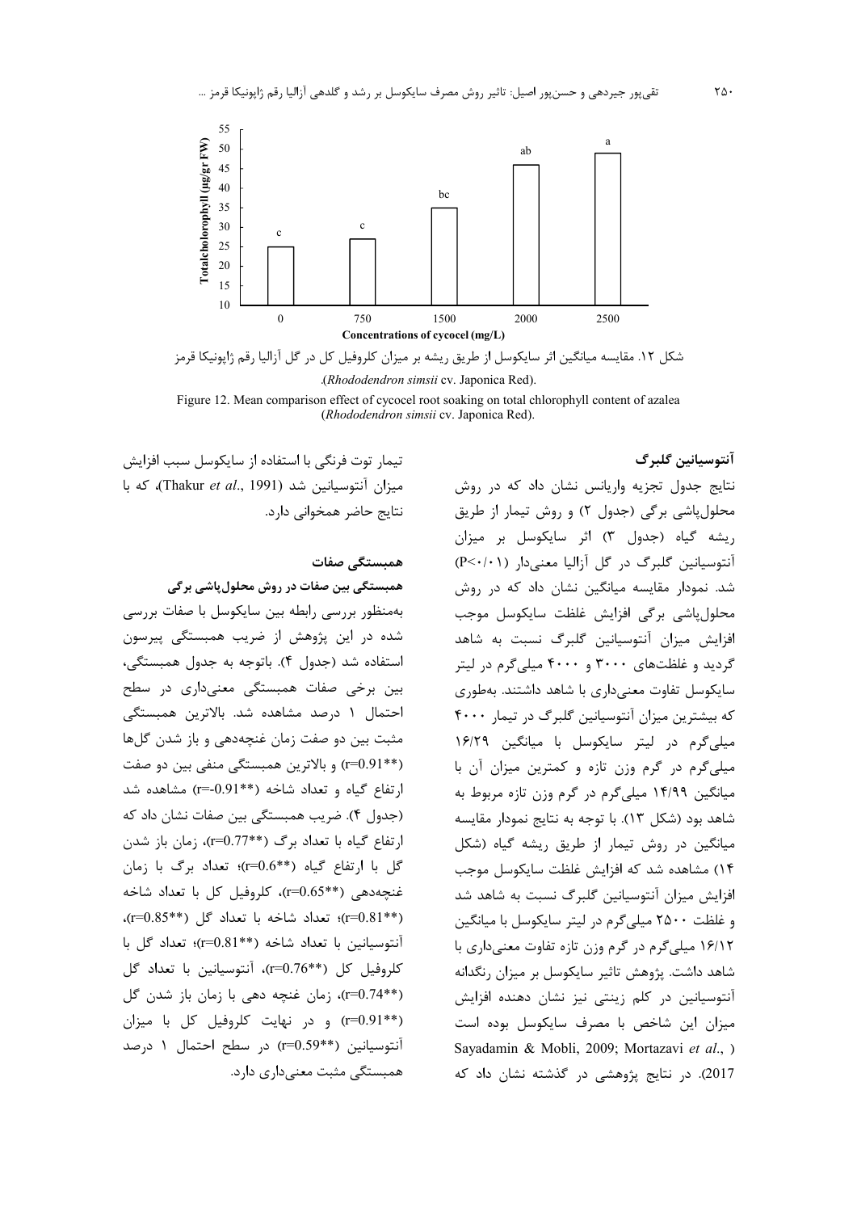شکل ۱۲. مقایسه میانگین اثر سایکوسل از طریق ریشه بر میزان کلروفیل کل در گل آزالیا رقم ژاپونیکا قرمز (*Rhododendron simsii* cv. Japonica Red).

Figure 12. Mean comparison effect of cycocel root soaking on total chlorophyll content of azalea (*Rhododendron simsii* cv. Japonica Red).

### آنتوسیانین گلبرگ

نتایج جدول تجزیه واریانس نشان داد که در روش محلول‌پاشی برگی (جدول ۲) و روش تیمار از طریق ریشه گیاه (جدول ۳) اثر سایکوسل بر میزان آنتوسیانین گلبرگ در گل آزالیا معنی‌دار ($P<0.01$) شد. نمودار مقایسه میانگین نشان داد که در روش محلول‌پاشی برگی افزایش غلظت سایکوسل موجب افزایش میزان آنتوسیانین گلبرگ نسبت به شاهد گردید و غلظت‌های ۳۰۰۰ و ۴۰۰۰ میلی‌گرم در لیتر سایکوسل تفاوت معنی‌داری با شاهد داشتند. به‌طوری که بیشترین میزان آنتوسیانین گلبرگ در تیمار ۴۰۰۰ میلی‌گرم در لیتر سایکوسل با میانگین ۱۶/۲۹ میلی‌گرم در گرم وزن تازه و کمترین میزان آن با میانگین ۱۴/۹۹ میلی‌گرم در گرم وزن تازه مربوط به شاهد بود (شکل ۱۳). با توجه به نتایج نمودار مقایسه میانگین در روش تیمار از طریق ریشه گیاه (شکل ۱۴) مشاهده شد که افزایش غلظت سایکوسل موجب افزایش میزان آنتوسیانین گلبرگ نسبت به شاهد شد و غلظت ۲۵۰۰ میلی‌گرم در لیتر سایکوسل با میانگین ۱۶/۱۲ میلی‌گرم در گرم وزن تازه تفاوت معنی‌داری با شاهد داشت. پژوهش تاثیر سایکوسل بر میزان رنگدانه آنتوسیانین در کلم زینتی نیز نشان دهنده افزایش میزان این شاخص با مصرف سایکوسل بوده است (Sayadamin & Mobli, 2009; Mortazavi *et al*., 2017). در نتایج پژوهشی در گذشته نشان داد که تیمار توت فرنگی با استفاده از سایکوسل سبب افزایش میزان آنتوسیانین شد (Thakur *et al*., 1991)، که با نتایج حاضر همخوانی دارد.

### همبستگی صفات

#### همبستگی بین صفات در روش محلول‌پاشی برگی

به‌منظور بررسی رابطه بین سایکوسل با صفات بررسی شده در این پژوهش از ضریب همبستگی پیرسون استفاده شد (جدول ۴). باتوجه به جدول همبستگی، بین برخی صفات همبستگی معنی‌داری در سطح احتمال ۱ درصد مشاهده شد. بالاترین همبستگی مثبت بین دو صفت زمان غنچه‌دهی و باز شدن گل‌ها (**r=0.91) و بالاترین همبستگی منفی بین دو صفت ارتفاع گیاه و تعداد شاخه (**r=-0.91) مشاهده شد (جدول ۴). ضریب همبستگی بین صفات نشان داد که ارتفاع گیاه با تعداد برگ (**r=0.77)، زمان باز شدن گل با ارتفاع گیاه (**r=0.6)؛ تعداد برگ با زمان غنچه‌دهی (**r=0.65)، کلروفیل کل با تعداد شاخه (**r=0.81)؛ تعداد شاخه با تعداد گل (**r=0.85)، آنتوسیانین با تعداد شاخه (**r=0.81)؛ تعداد گل با کلروفیل کل (**r=0.76)، آنتوسیانین با تعداد گل (**r=0.74)، زمان غنچه دهی با زمان باز شدن گل (**r=0.91) و در نهایت کلروفیل کل با میزان آنتوسیانین (**r=0.59) در سطح احتمال ۱ درصد همبستگی مثبت معنی‌داری دارد.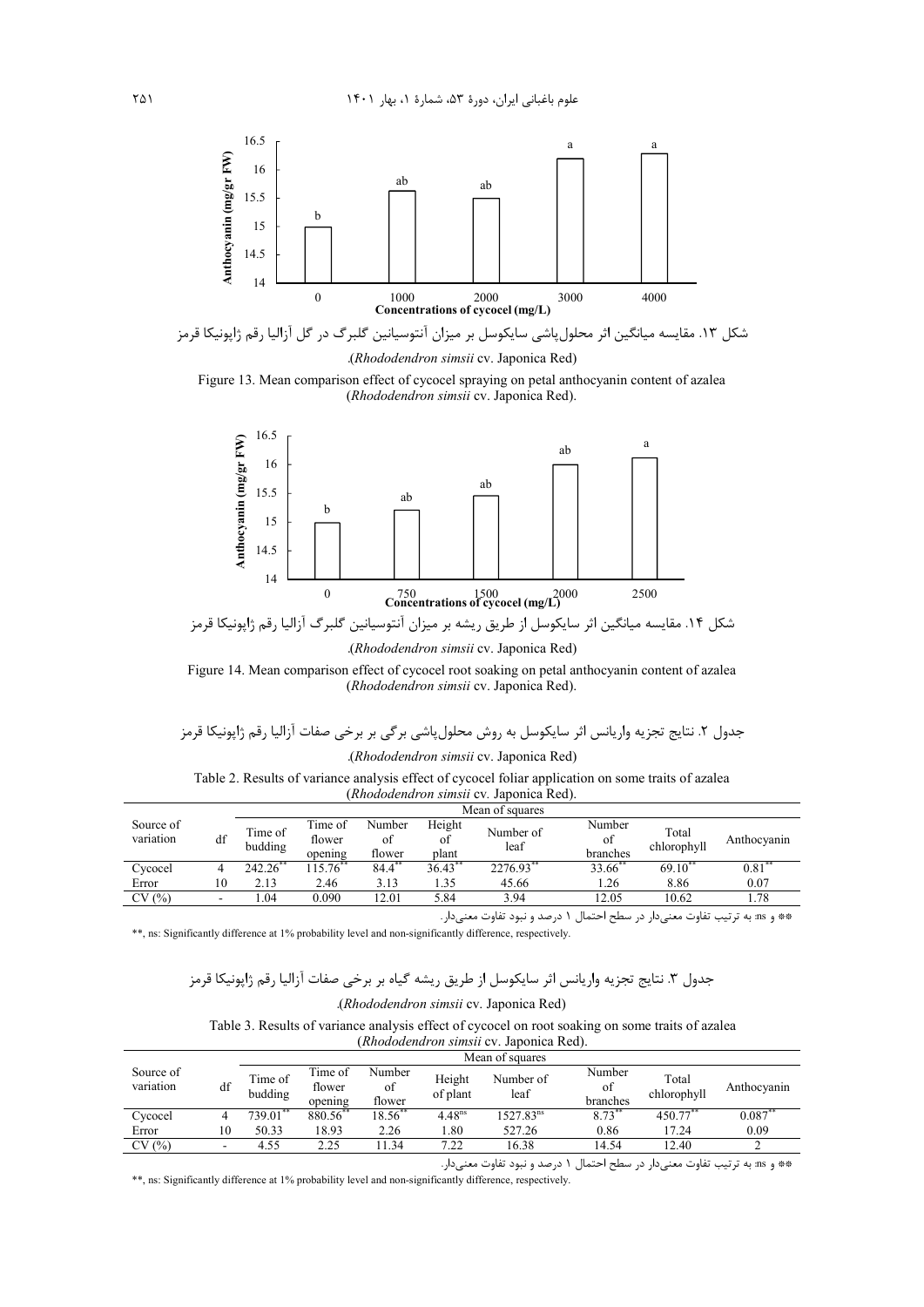شکل ۱۳. مقایسه میانگین اثر محلول‌پاشی سایکوسل بر میزان آنتوسیانین گلبرگ در گل آزالیا رقم ژاپونیکا قرمز (*Rhododendron simsii* cv. Japonica Red).

Figure 13. Mean comparison effect of cycocel spraying on petal anthocyanin content of azalea (*Rhododendron simsii* cv. Japonica Red).

شکل ۱۴. مقایسه میانگین اثر سایکوسل از طریق ریشه بر میزان آنتوسیانین گلبرگ آزالیا رقم ژاپونیکا قرمز (*Rhododendron simsii* cv. Japonica Red).

Figure 14. Mean comparison effect of cycocel root soaking on petal anthocyanin content of azalea (*Rhododendron simsii* cv. Japonica Red).

جدول ۲. نتایج تجزیه واریانس اثر سایکوسل به روش محلول‌پاشی برگی بر برخی صفات آزالیا رقم ژاپونیکا قرمز (*Rhododendron simsii* cv. Japonica Red).

Table 2. Results of variance analysis effect of cycocel foliar application on some traits of azalea (*Rhododendron simsii* cv. Japonica Red).

| Source of variation | df | Mean of squares | | | | | | | |
|---|---|---|---|---|---|---|---|---|---|
| | | Time of budding | Time of flower opening | Number of flower | Height of plant | Number of leaf | Number of branches | Total chlorophyll | Anthocyanin |
| Cycocel | 4 | 242.26** | 115.76** | 84.4** | 36.43** | 2276.93** | 33.66** | 69.10** | 0.81** |
| Error | 10 | 2.13 | 2.46 | 3.13 | 1.35 | 45.66 | 1.26 | 8.86 | 0.07 |
| CV (%) | - | 1.04 | 0.090 | 12.01 | 5.84 | 3.94 | 12.05 | 10.62 | 1.78 |

** و ns: به ترتیب تفاوت معنی‌دار در سطح احتمال ۱ درصد و نبود تفاوت معنی‌دار.

**, ns: Significantly difference at 1% probability level and non-significantly difference, respectively.

جدول ۳. نتایج تجزیه واریانس اثر سایکوسل از طریق ریشه گیاه بر برخی صفات آزالیا رقم ژاپونیکا قرمز (*Rhododendron simsii* cv. Japonica Red).

Table 3. Results of variance analysis effect of cycocel on root soaking on some traits of azalea (*Rhododendron simsii* cv. Japonica Red).

| Source of variation | df | Mean of squares | | | | | | | |
|---|---|---|---|---|---|---|---|---|---|
| | | Time of budding | Time of flower opening | Number of flower | Height of plant | Number of leaf | Number of branches | Total chlorophyll | Anthocyanin |
| Cycocel | 4 | 739.01** | 880.56** | 18.56** | 4.48ns | 1527.83ns | 8.73** | 450.77** | 0.087** |
| Error | 10 | 50.33 | 18.93 | 2.26 | 1.80 | 527.26 | 0.86 | 17.24 | 0.09 |
| CV (%) | - | 4.55 | 2.25 | 11.34 | 7.22 | 16.38 | 14.54 | 12.40 | 2 |

** و ns: به ترتیب تفاوت معنی‌دار در سطح احتمال ۱ درصد و نبود تفاوت معنی‌دار.

**, ns: Significantly difference at 1% probability level and non-significantly difference, respectively.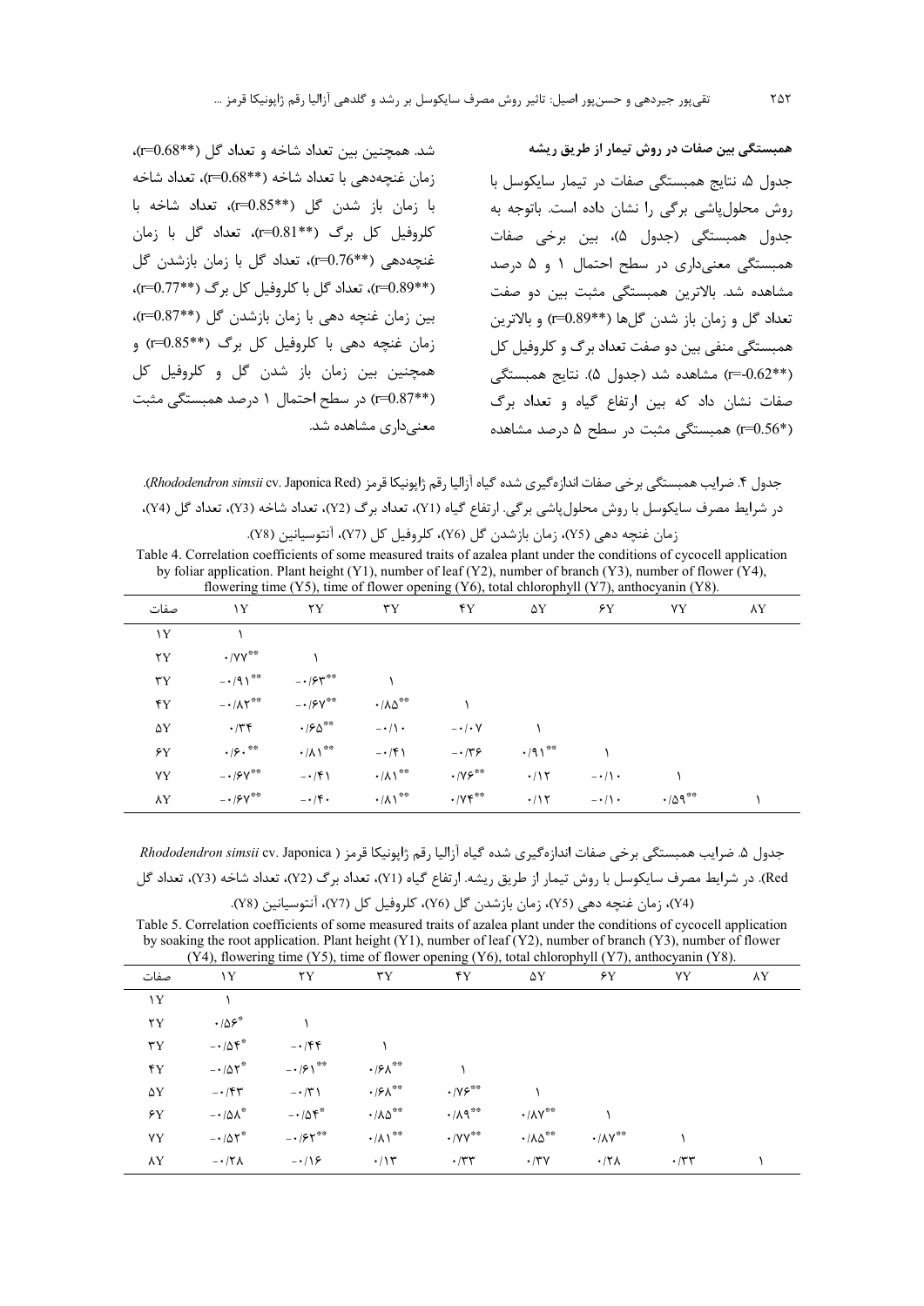### همبستگی بین صفات در روش تیمار از طریق ریشه

جدول ۵، نتایج همبستگی صفات در تیمار سایکوسل با روش محلول‌پاشی برگی را نشان داده است. باتوجه به جدول همبستگی (جدول ۵)، بین برخی صفات همبستگی معنی‌داری در سطح احتمال ۱ و ۵ درصد مشاهده شد. بالاترین همبستگی مثبت بین دو صفت تعداد گل و زمان باز شدن گل‌ها (**r=0.89) و بالاترین همبستگی منفی بین دو صفت تعداد برگ و کلروفیل کل (**r=-0.62) مشاهده شد (جدول ۵). نتایج همبستگی صفات نشان داد که بین ارتفاع گیاه و تعداد برگ (*r=0.56) همبستگی مثبت در سطح ۵ درصد مشاهده شد. همچنین بین تعداد شاخه و تعداد گل (**r=0.68)، زمان غنچه‌دهی با تعداد شاخه (**r=0.68)، تعداد شاخه با زمان باز شدن گل (**r=0.85)، تعداد شاخه با کلروفیل کل برگ (**r=0.81)، تعداد گل با زمان غنچه‌دهی (**r=0.76)، تعداد گل با زمان بازشدن گل (**r=0.89)، تعداد گل با کلروفیل کل برگ (**r=0.77)، بین زمان غنچه دهی با زمان بازشدن گل (**r=0.87)، زمان غنچه دهی با کلروفیل کل برگ (**r=0.85) و همچنین بین زمان باز شدن گل و کلروفیل کل (**r=0.87) در سطح احتمال ۱ درصد همبستگی مثبت معنی‌داری مشاهده شد.

جدول ۴. ضرایب همبستگی برخی صفات اندازه‌گیری شده گیاه آزالیا رقم ژاپونیکا قرمز (*Rhododendron simsii* cv. Japonica Red). در شرایط مصرف سایکوسل با روش محلول‌پاشی برگی. ارتفاع گیاه (Y1)، تعداد برگ (Y2)، تعداد شاخه (Y3)، تعداد گل (Y4)، زمان غنچه دهی (Y5)، زمان بازشدن گل (Y6)، کلروفیل کل (Y7)، آنتوسیانین (Y8).

Table 4. Correlation coefficients of some measured traits of azalea plant under the conditions of cycocell application by foliar application. Plant height (Y1), number of leaf (Y2), number of branch (Y3), number of flower (Y4), flowering time (Y5), time of flower opening (Y6), total chlorophyll (Y7), anthocyanin (Y8).

| صفات | Y1 | Y2 | Y3 | Y4 | Y5 | Y6 | Y7 | Y8 |
|---|---|---|---|---|---|---|---|---|
| Y1 | 1 | | | | | | | |
| Y2 | 0.77** | 1 | | | | | | |
| Y3 | -0.91** | -0.63** | 1 | | | | | |
| Y4 | -0.82** | -0.67** | 0.85** | 1 | | | | |
| Y5 | 0.34 | 0.65** | -0.10 | -0.07 | 1 | | | |
| Y6 | 0.60** | 0.81** | -0.41 | -0.36 | 0.91** | 1 | | |
| Y7 | -0.67** | -0.41 | 0.81** | 0.76** | 0.12 | -0.10 | 1 | |
| Y8 | -0.67** | -0.40 | 0.81** | 0.74** | 0.12 | -0.10 | 0.59** | 1 |

جدول ۵. ضرایب همبستگی برخی صفات اندازه‌گیری شده گیاه آزالیا رقم ژاپونیکا قرمز (*Rhododendron simsii* cv. Japonica Red). در شرایط مصرف سایکوسل با روش تیمار از طریق ریشه. ارتفاع گیاه (Y1)، تعداد برگ (Y2)، تعداد شاخه (Y3)، تعداد گل (Y4)، زمان غنچه دهی (Y5)، زمان بازشدن گل (Y6)، کلروفیل کل (Y7)، آنتوسیانین (Y8).

Table 5. Correlation coefficients of some measured traits of azalea plant under the conditions of cycocell application by soaking the root application. Plant height (Y1), number of leaf (Y2), number of branch (Y3), number of flower (Y4), flowering time (Y5), time of flower opening (Y6), total chlorophyll (Y7), anthocyanin (Y8).

| صفات | Y1 | Y2 | Y3 | Y4 | Y5 | Y6 | Y7 | Y8 |
|---|---|---|---|---|---|---|---|---|
| Y1 | 1 | | | | | | | |
| Y2 | 0.56* | 1 | | | | | | |
| Y3 | -0.54* | -0.44 | 1 | | | | | |
| Y4 | -0.52* | -0.61** | 0.68** | 1 | | | | |
| Y5 | -0.43 | -0.31 | 0.68** | 0.76** | 1 | | | |
| Y6 | -0.58* | -0.54* | 0.85** | 0.89** | 0.87** | 1 | | |
| Y7 | -0.52* | -0.62** | 0.81** | 0.77** | 0.85** | 0.87** | 1 | |
| Y8 | -0.28 | -0.16 | 0.13 | 0.33 | 0.37 | 0.28 | 0.33 | 1 |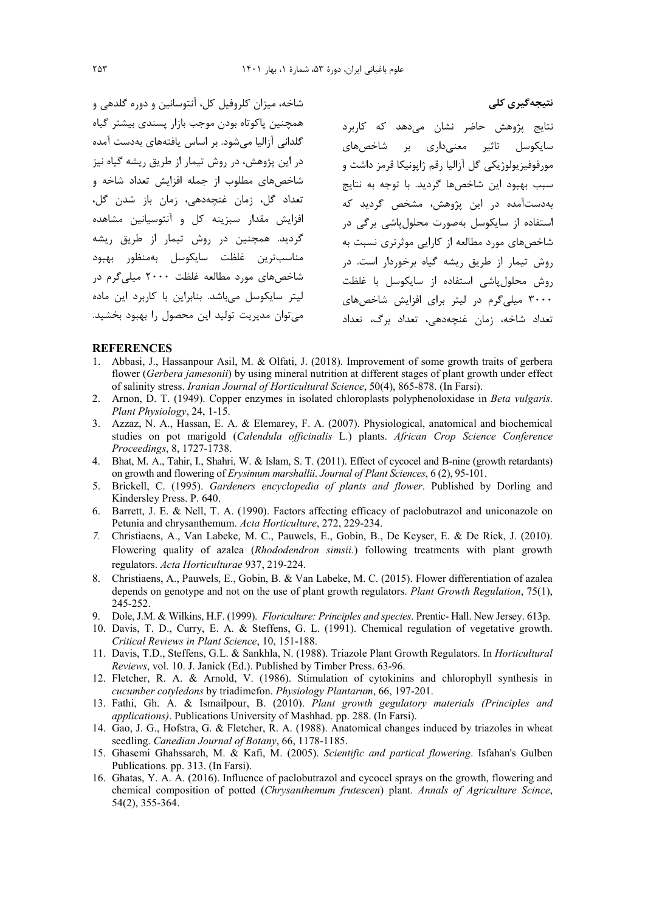## نتیجه‌گیری کلی

نتایج پژوهش حاضر نشان می‌دهد که کاربرد سایکوسل تاثیر معنی‌داری بر شاخص‌های مورفوفیزیولوژیکی گل آزالیا رقم ژاپونیکا قرمز داشت و سبب بهبود این شاخص‌ها گردید. با توجه به نتایج به‌دست‌آمده در این پژوهش، مشخص گردید که استفاده از سایکوسل به‌صورت محلول‌پاشی برگی در شاخص‌های مورد مطالعه از کارایی موثرتری نسبت به روش تیمار از طریق ریشه گیاه برخوردار است. در روش محلول‌پاشی استفاده از سایکوسل با غلظت ۳۰۰۰ میلی‌گرم در لیتر برای افزایش شاخص‌های تعداد شاخه، زمان غنچه‌دهی، تعداد برگ، تعداد شاخه، میزان کلروفیل کل، آنتوسانین و دوره گلدهی و همچنین پاکوتاه بودن موجب بازار پسندی بیشتر گیاه گلدانی آزالیا می‌شود. بر اساس یافته‌های به‌دست آمده در این پژوهش، در روش تیمار از طریق ریشه گیاه نیز شاخص‌های مطلوب از جمله افزایش تعداد شاخه و تعداد گل، زمان غنچه‌دهی، زمان باز شدن گل، افزایش مقدار سبزینه کل و آنتوسیانین مشاهده گردید. همچنین در روش تیمار از طریق ریشه مناسب‌ترین غلظت سایکوسل به‌منظور بهبود شاخص‌های مورد مطالعه غلظت ۲۰۰۰ میلی‌گرم در لیتر سایکوسل می‌باشد. بنابراین با کاربرد این ماده می‌توان مدیریت تولید این محصول را بهبود بخشید.

## REFERENCES

1. Abbasi, J., Hassanpour Asil, M. & Olfati, J. (2018). Improvement of some growth traits of gerbera flower (*Gerbera jamesonii*) by using mineral nutrition at different stages of plant growth under effect of salinity stress. *Iranian Journal of Horticultural Science*, 50(4), 865-878. (In Farsi).
2. Arnon, D. T. (1949). Copper enzymes in isolated chloroplasts polyphenoloxidase in *Beta vulgaris*. *Plant Physiology*, 24, 1-15.
3. Azzaz, N. A., Hassan, E. A. & Elemarey, F. A. (2007). Physiological, anatomical and biochemical studies on pot marigold (*Calendula officinalis* L.) plants. *African Crop Science Conference Proceedings*, 8, 1727-1738.
4. Bhat, M. A., Tahir, I., Shahri, W. & Islam, S. T. (2011). Effect of cycocel and B-nine (growth retardants) on growth and flowering of *Erysimum marshallii*. *Journal of Plant Sciences*, 6 (2), 95-101.
5. Brickell, C. (1995). *Gardeners encyclopedia of plants and flower*. Published by Dorling and Kindersley Press. P. 640.
6. Barrett, J. E. & Nell, T. A. (1990). Factors affecting efficacy of paclobutrazol and uniconazole on Petunia and chrysanthemum. *Acta Horticulture*, 272, 229-234.
7. Christiaens, A., Van Labeke, M. C., Pauwels, E., Gobin, B., De Keyser, E. & De Riek, J. (2010). Flowering quality of azalea (*Rhododendron simsii.*) following treatments with plant growth regulators. *Acta Horticulturae* 937, 219-224.
8. Christiaens, A., Pauwels, E., Gobin, B. & Van Labeke, M. C. (2015). Flower differentiation of azalea depends on genotype and not on the use of plant growth regulators. *Plant Growth Regulation*, 75(1), 245-252.
9. Dole, J.M. & Wilkins, H.F. (1999). *Floriculture: Principles and species*. Prentic- Hall. New Jersey. 613p.
10. Davis, T. D., Curry, E. A. & Steffens, G. L. (1991). Chemical regulation of vegetative growth. *Critical Reviews in Plant Science*, 10, 151-188.
11. Davis, T.D., Steffens, G.L. & Sankhla, N. (1988). Triazole Plant Growth Regulators. In *Horticultural Reviews*, vol. 10. J. Janick (Ed.). Published by Timber Press. 63-96.
12. Fletcher, R. A. & Arnold, V. (1986). Stimulation of cytokinins and chlorophyll synthesis in *cucumber cotyledons* by triadimefon. *Physiology Plantarum*, 66, 197-201.
13. Fathi, Gh. A. & Ismailpour, B. (2010). *Plant growth gegulatory materials (Principles and applications)*. Publications University of Mashhad. pp. 288. (In Farsi).
14. Gao, J. G., Hofstra, G. & Fletcher, R. A. (1988). Anatomical changes induced by triazoles in wheat seedling. *Canedian Journal of Botany*, 66, 1178-1185.
15. Ghasemi Ghahssareh, M. & Kafi, M. (2005). *Scientific and partical flowering*. Isfahan's Gulben Publications. pp. 313. (In Farsi).
16. Ghatas, Y. A. A. (2016). Influence of paclobutrazol and cycocel sprays on the growth, flowering and chemical composition of potted (*Chrysanthemum frutescen*) plant. *Annals of Agriculture Scince*, 54(2), 355-364.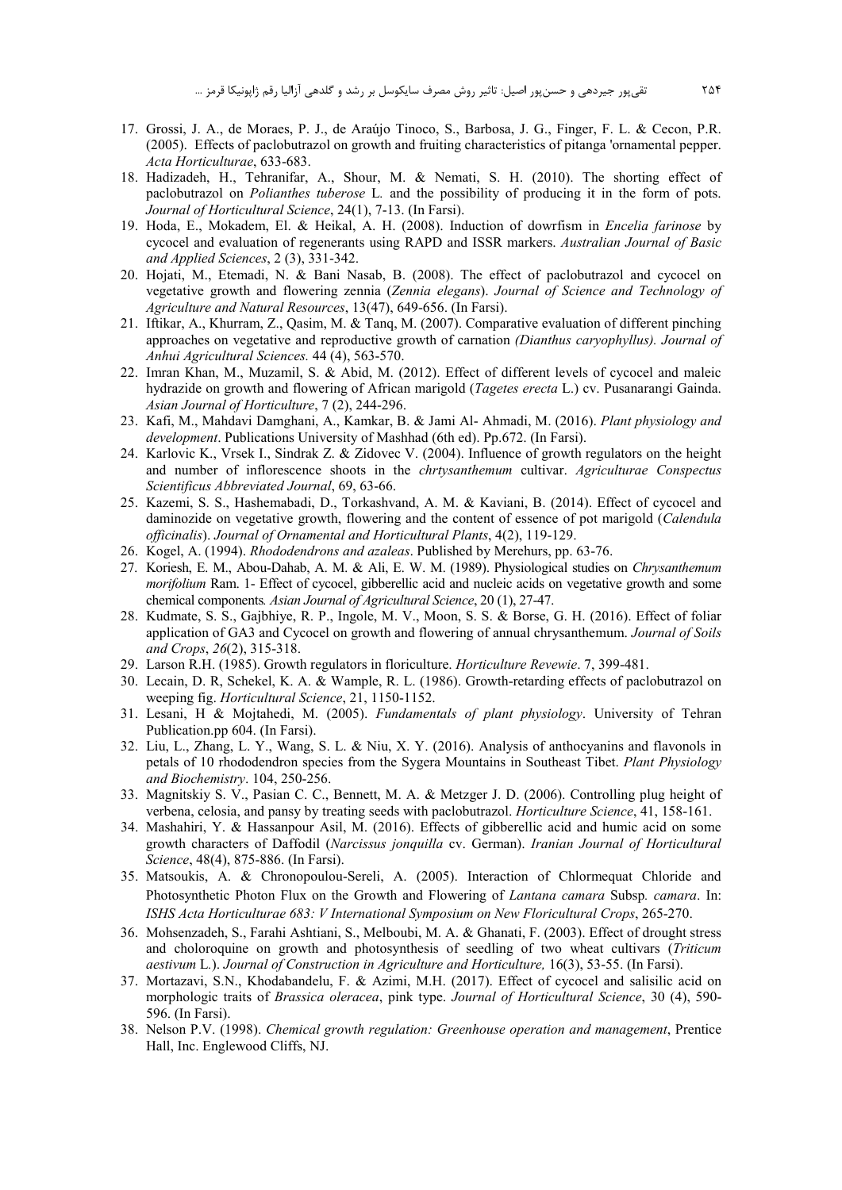17. Grossi, J. A., de Moraes, P. J., de Araújo Tinoco, S., Barbosa, J. G., Finger, F. L. & Cecon, P.R. (2005). Effects of paclobutrazol on growth and fruiting characteristics of pitanga 'ornamental pepper. *Acta Horticulturae*, 633-683.
18. Hadizadeh, H., Tehranifar, A., Shour, M. & Nemati, S. H. (2010). The shorting effect of paclobutrazol on *Polianthes tuberose* L. and the possibility of producing it in the form of pots. *Journal of Horticultural Science*, 24(1), 7-13. (In Farsi).
19. Hoda, E., Mokadem, El. & Heikal, A. H. (2008). Induction of dowrfism in *Encelia farinose* by cycocel and evaluation of regenerants using RAPD and ISSR markers. *Australian Journal of Basic and Applied Sciences*, 2 (3), 331-342.
20. Hojati, M., Etemadi, N. & Bani Nasab, B. (2008). The effect of paclobutrazol and cycocel on vegetative growth and flowering zennia (*Zennia elegans*). *Journal of Science and Technology of Agriculture and Natural Resources*, 13(47), 649-656. (In Farsi).
21. Iftikar, A., Khurram, Z., Qasim, M. & Tanq, M. (2007). Comparative evaluation of different pinching approaches on vegetative and reproductive growth of carnation *(Dianthus caryophyllus). Journal of Anhui Agricultural Sciences.* 44 (4), 563-570.
22. Imran Khan, M., Muzamil, S. & Abid, M. (2012). Effect of different levels of cycocel and maleic hydrazide on growth and flowering of African marigold (*Tagetes erecta* L.) cv. Pusanarangi Gainda. *Asian Journal of Horticulture*, 7 (2), 244-296.
23. Kafi, M., Mahdavi Damghani, A., Kamkar, B. & Jami Al- Ahmadi, M. (2016). *Plant physiology and development*. Publications University of Mashhad (6th ed). Pp.672. (In Farsi).
24. Karlovic K., Vrsek I., Sindrak Z. & Zidovec V. (2004). Influence of growth regulators on the height and number of inflorescence shoots in the *chrtysanthemum* cultivar. *Agriculturae Conspectus Scientificus Abbreviated Journal*, 69, 63-66.
25. Kazemi, S. S., Hashemabadi, D., Torkashvand, A. M. & Kaviani, B. (2014). Effect of cycocel and daminozide on vegetative growth, flowering and the content of essence of pot marigold (*Calendula officinalis*). *Journal of Ornamental and Horticultural Plants*, 4(2), 119-129.
26. Kogel, A. (1994). *Rhododendrons and azaleas*. Published by Merehurs, pp. 63-76.
27. Koriesh, E. M., Abou-Dahab, A. M. & Ali, E. W. M. (1989). Physiological studies on *Chrysanthemum morifolium* Ram. 1- Effect of cycocel, gibberellic acid and nucleic acids on vegetative growth and some chemical components*. Asian Journal of Agricultural Science*, 20 (1), 27-47.
28. Kudmate, S. S., Gajbhiye, R. P., Ingole, M. V., Moon, S. S. & Borse, G. H. (2016). Effect of foliar application of GA3 and Cycocel on growth and flowering of annual chrysanthemum. *Journal of Soils and Crops*, *26*(2), 315-318.
29. Larson R.H. (1985). Growth regulators in floriculture. *Horticulture Revewie*. 7, 399-481.
30. Lecain, D. R, Schekel, K. A. & Wample, R. L. (1986). Growth-retarding effects of paclobutrazol on weeping fig. *Horticultural Science*, 21, 1150-1152.
31. Lesani, H & Mojtahedi, M. (2005). *Fundamentals of plant physiology*. University of Tehran Publication.pp 604. (In Farsi).
32. Liu, L., Zhang, L. Y., Wang, S. L. & Niu, X. Y. (2016). Analysis of anthocyanins and flavonols in petals of 10 rhododendron species from the Sygera Mountains in Southeast Tibet. *Plant Physiology and Biochemistry*. 104, 250-256.
33. Magnitskiy S. V., Pasian C. C., Bennett, M. A. & Metzger J. D. (2006). Controlling plug height of verbena, celosia, and pansy by treating seeds with paclobutrazol. *Horticulture Science*, 41, 158-161.
34. Mashahiri, Y. & Hassanpour Asil, M. (2016). Effects of gibberellic acid and humic acid on some growth characters of Daffodil (*Narcissus jonquilla* cv. German). *Iranian Journal of Horticultural Science*, 48(4), 875-886. (In Farsi).
35. Matsoukis, A. & Chronopoulou-Sereli, A. (2005). Interaction of Chlormequat Chloride and Photosynthetic Photon Flux on the Growth and Flowering of *Lantana camara* Subsp*. camara*. In: *ISHS Acta Horticulturae 683: V International Symposium on New Floricultural Crops*, 265-270.
36. Mohsenzadeh, S., Farahi Ashtiani, S., Melboubi, M. A. & Ghanati, F. (2003). Effect of drought stress and choloroquine on growth and photosynthesis of seedling of two wheat cultivars (*Triticum aestivum* L.). *Journal of Construction in Agriculture and Horticulture,* 16(3), 53-55. (In Farsi).
37. Mortazavi, S.N., Khodabandelu, F. & Azimi, M.H. (2017). Effect of cycocel and salisilic acid on morphologic traits of *Brassica oleracea*, pink type. *Journal of Horticultural Science*, 30 (4), 590-596. (In Farsi).
38. Nelson P.V. (1998). *Chemical growth regulation: Greenhouse operation and management*, Prentice Hall, Inc. Englewood Cliffs, NJ.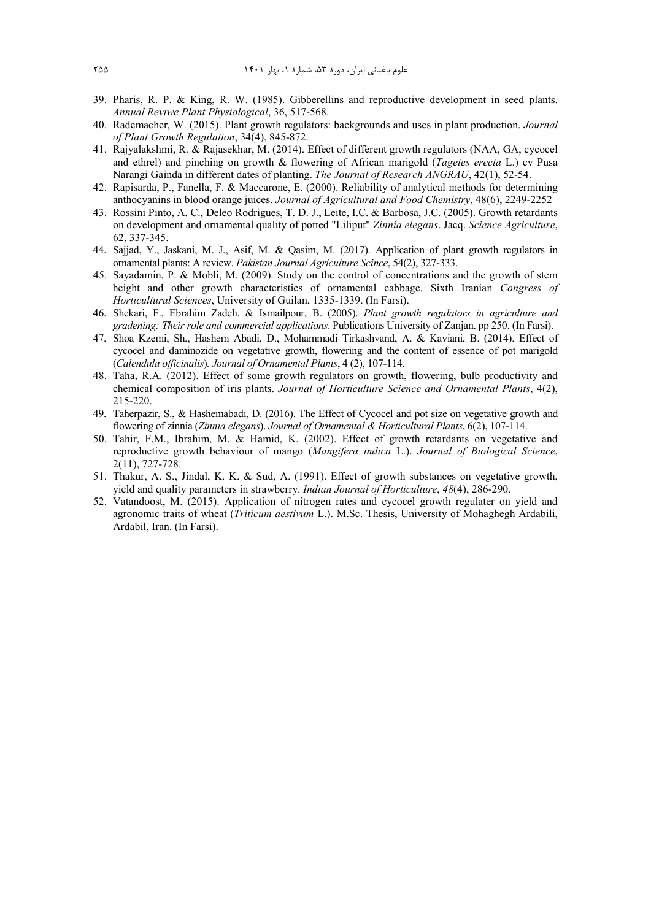39. Pharis, R. P. & King, R. W. (1985). Gibberellins and reproductive development in seed plants. *Annual Reviwe Plant Physiological*, 36, 517-568.
40. Rademacher, W. (2015). Plant growth regulators: backgrounds and uses in plant production. *Journal of Plant Growth Regulation*, 34(4), 845-872.
41. Rajyalakshmi, R. & Rajasekhar, M. (2014). Effect of different growth regulators (NAA, GA, cycocel and ethrel) and pinching on growth & flowering of African marigold (*Tagetes erecta* L.) cv Pusa Narangi Gainda in different dates of planting. *The Journal of Research ANGRAU*, 42(1), 52-54.
42. Rapisarda, P., Fanella, F. & Maccarone, E. (2000). Reliability of analytical methods for determining anthocyanins in blood orange juices. *Journal of Agricultural and Food Chemistry*, 48(6), 2249-2252
43. Rossini Pinto, A. C., Deleo Rodrigues, T. D. J., Leite, I.C. & Barbosa, J.C. (2005). Growth retardants on development and ornamental quality of potted "Liliput" *Zinnia elegans*. Jacq. *Science Agriculture*, 62, 337-345.
44. Sajjad, Y., Jaskani, M. J., Asif, M. & Qasim, M. (2017). Application of plant growth regulators in ornamental plants: A review. *Pakistan Journal Agriculture Scince*, 54(2), 327-333.
45. Sayadamin, P. & Mobli, M. (2009). Study on the control of concentrations and the growth of stem height and other growth characteristics of ornamental cabbage. Sixth Iranian *Congress of Horticultural Sciences*, University of Guilan, 1335-1339. (In Farsi).
46. Shekari, F., Ebrahim Zadeh. & Ismailpour, B. (2005). *Plant growth regulators in agriculture and gradening: Their role and commercial applications*. Publications University of Zanjan. pp 250. (In Farsi).
47. Shoa Kzemi, Sh., Hashem Abadi, D., Mohammadi Tirkashvand, A. & Kaviani, B. (2014). Effect of cycocel and daminozide on vegetative growth, flowering and the content of essence of pot marigold (*Calendula officinalis*). *Journal of Ornamental Plants*, 4 (2), 107-114.
48. Taha, R.A. (2012). Effect of some growth regulators on growth, flowering, bulb productivity and chemical composition of iris plants. *Journal of Horticulture Science and Ornamental Plants*, 4(2), 215-220.
49. Taherpazir, S., & Hashemabadi, D. (2016). The Effect of Cycocel and pot size on vegetative growth and flowering of zinnia (*Zinnia elegans*). *Journal of Ornamental & Horticultural Plants*, 6(2), 107-114.
50. Tahir, F.M., Ibrahim, M. & Hamid, K. (2002). Effect of growth retardants on vegetative and reproductive growth behaviour of mango (*Mangifera indica* L.). *Journal of Biological Science*, 2(11), 727-728.
51. Thakur, A. S., Jindal, K. K. & Sud, A. (1991). Effect of growth substances on vegetative growth, yield and quality parameters in strawberry. *Indian Journal of Horticulture*, *48*(4), 286-290.
52. Vatandoost, M. (2015). Application of nitrogen rates and cycocel growth regulater on yield and agronomic traits of wheat (*Triticum aestivum* L.). M.Sc. Thesis, University of Mohaghegh Ardabili, Ardabil, Iran. (In Farsi).